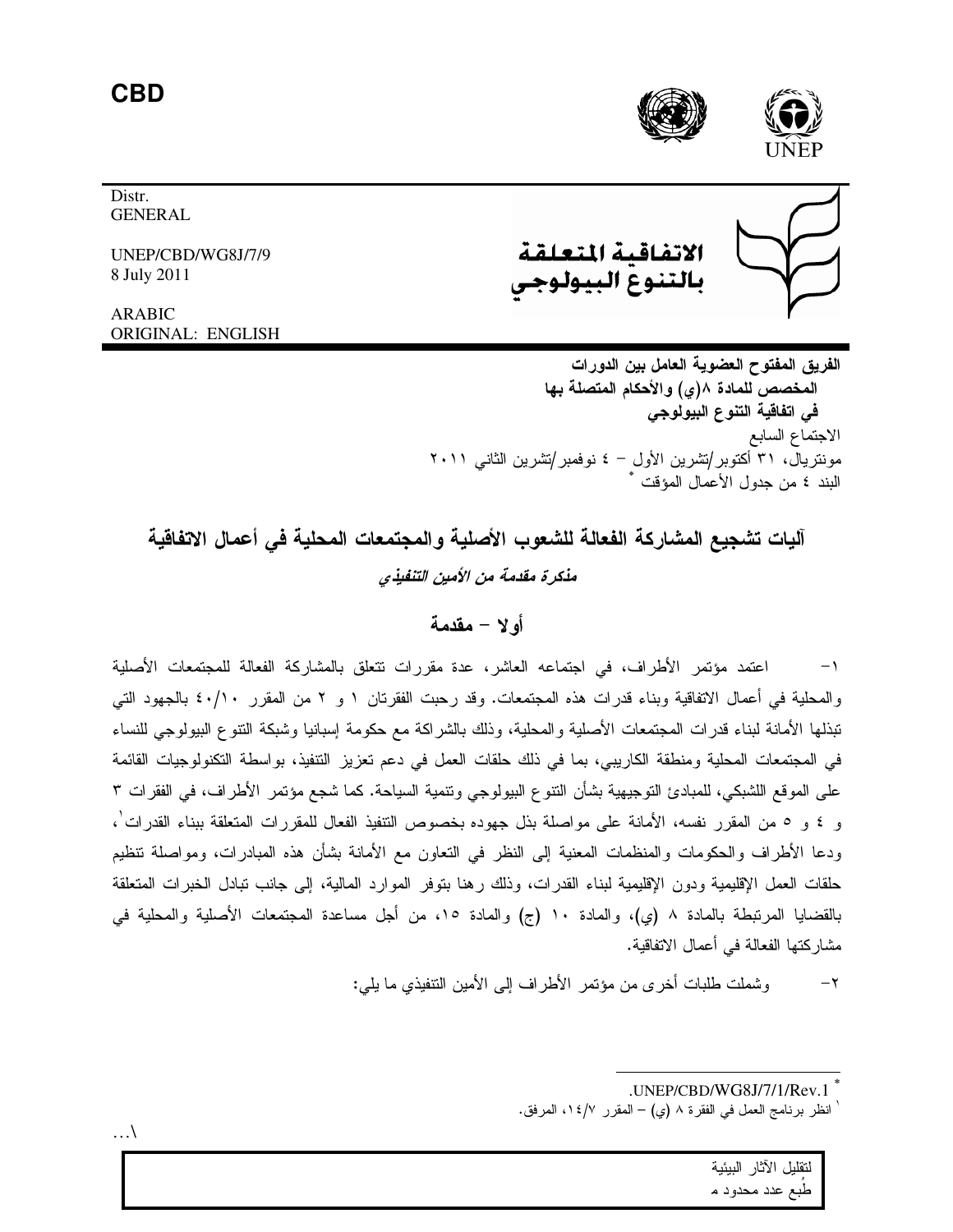**CBD**

Distr.
GENERAL

UNEP/CBD/WG8J/7/9
8 July 2011

ARABIC
ORIGINAL: ENGLISH

الاتفاقية المتعلقة بالتنوع البيولوجي

**الفريق المفتوح العضوية العامل بين الدورات**
**المخصص للمادة ٨(ي) والأحكام المتصلة بها**
**في اتفاقية التنوع البيولوجي**
الاجتماع السابع
مونتريال، ٣١ أكتوبر/تشرين الأول – ٤ نوفمبر/تشرين الثاني ٢٠١١
البند ٤ من جدول الأعمال المؤقت [*]

## آليات تشجيع المشاركة الفعالة للشعوب الأصلية والمجتمعات المحلية في أعمال الاتفاقية

***مذكرة مقدمة من الأمين التنفيذي***

### أولا – مقدمة

١- اعتمد مؤتمر الأطراف، في اجتماعه العاشر، عدة مقررات تتعلق بالمشاركة الفعالة للمجتمعات الأصلية والمحلية في أعمال الاتفاقية وبناء قدرات هذه المجتمعات. وقد رحبت الفقرتان ١ و ٢ من المقرر ٤٠/١٠ بالجهود التي تبذلها الأمانة لبناء قدرات المجتمعات الأصلية والمحلية، وذلك بالشراكة مع حكومة إسبانيا وشبكة التنوع البيولوجي للنساء في المجتمعات المحلية ومنطقة الكاريبي، بما في ذلك حلقات العمل في دعم تعزيز التنفيذ، بواسطة التكنولوجيات القائمة على الموقع اللشبكي، للمبادئ التوجيهية بشأن التنوع البيولوجي وتنمية السياحة. كما شجع مؤتمر الأطراف، في الفقرات ٣ و ٤ و ٥ من المقرر نفسه، الأمانة على مواصلة بذل جهوده بخصوص التنفيذ الفعال للمقررات المتعلقة ببناء القدرات[١]، ودعا الأطراف والحكومات والمنظمات المعنية إلى النظر في التعاون مع الأمانة بشأن هذه المبادرات، ومواصلة تنظيم حلقات العمل الإقليمية ودون الإقليمية لبناء القدرات، وذلك رهنا بتوفر الموارد المالية، إلى جانب تبادل الخبرات المتعلقة بالقضايا المرتبطة بالمادة ٨ (ي)، والمادة ١٠ (ج) والمادة ١٥، من أجل مساعدة المجتمعات الأصلية والمحلية في مشاركتها الفعالة في أعمال الاتفاقية.

٢- وشملت طلبات أخرى من مؤتمر الأطراف إلى الأمين التنفيذي ما يلي:

---

[*] .UNEP/CBD/WG8J/7/1/Rev.1

[١] انظر برنامج العمل في الفقرة ٨ (ي) – المقرر ١٤/٧، المرفق.

لتقليل الآثار البيئية
طُبع عدد محدود م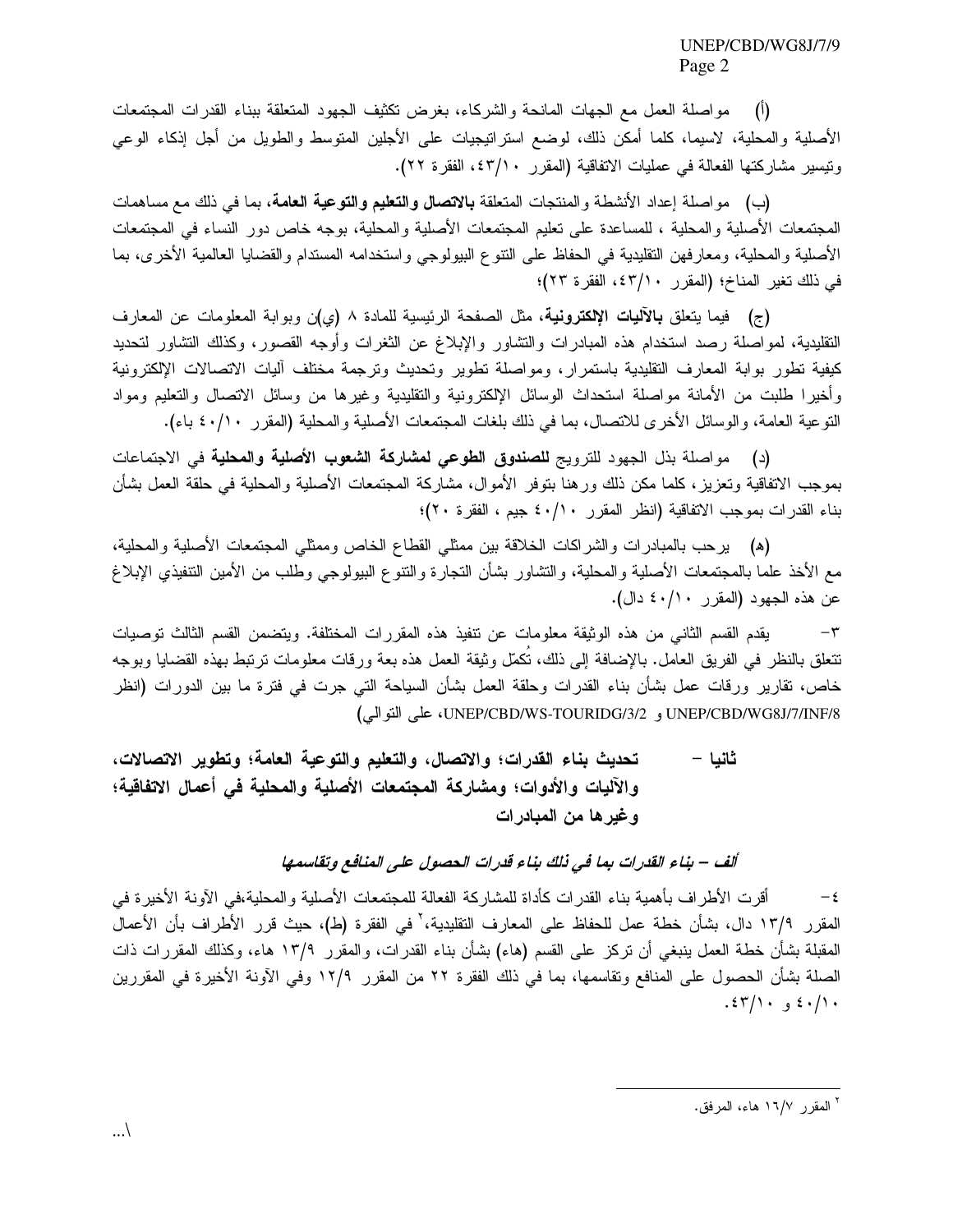(أ) مواصلة العمل مع الجهات المانحة والشركاء، بغرض تكثيف الجهود المتعلقة ببناء القدرات المجتمعات الأصلية والمحلية، لاسيما، كلما أمكن ذلك، لوضع استراتيجيات على الأجلين المتوسط والطويل من أجل إذكاء الوعي وتيسير مشاركتها الفعالة في عمليات الاتفاقية (المقرر ١٠/٤٣، الفقرة ٢٢).

(ب) مواصلة إعداد الأنشطة والمنتجات المتعلقة **بالاتصال والتعليم والتوعية العامة**، بما في ذلك مع مساهمات المجتمعات الأصلية والمحلية ، للمساعدة على تعليم المجتمعات الأصلية والمحلية، بوجه خاص دور النساء في المجتمعات الأصلية والمحلية، ومعارفهن التقليدية في الحفاظ على التنوع البيولوجي واستخدامه المستدام والقضايا العالمية الأخرى، بما في ذلك تغير المناخ؛ (المقرر ١٠/٤٣، الفقرة ٢٣)؛

(ج) فيما يتعلق **بالآليات الإلكترونية**، مثل الصفحة الرئيسية للمادة ٨ (ي)ن وبوابة المعلومات عن المعارف التقليدية، لمواصلة رصد استخدام هذه المبادرات والتشاور والإبلاغ عن الثغرات وأوجه القصور، وكذلك التشاور لتحديد كيفية تطور بوابة المعارف التقليدية باستمرار، ومواصلة تطوير وتحديث وترجمة مختلف آليات الاتصالات الإلكترونية وأخيرا طلبت من الأمانة مواصلة استحداث الوسائل الإلكترونية والتقليدية وغيرها من وسائل الاتصال والتعليم ومواد التوعية العامة، والوسائل الأخرى للاتصال، بما في ذلك بلغات المجتمعات الأصلية والمحلية (المقرر ١٠/٤٠ باء).

(د) مواصلة بذل الجهود للترويج **للصندوق الطوعي لمشاركة الشعوب الأصلية والمحلية** في الاجتماعات بموجب الاتفاقية وتعزيز، كلما مكن ذلك ورهنا بتوفر الأموال، مشاركة المجتمعات الأصلية والمحلية في حلقة العمل بشأن بناء القدرات بموجب الاتفاقية (انظر المقرر ١٠/٤٠ جيم ، الفقرة ٢٠)؛

(هـ) يرحب بالمبادرات والشراكات الخلاقة بين ممثلي القطاع الخاص وممثلي المجتمعات الأصلية والمحلية، مع الأخذ علما بالمجتمعات الأصلية والمحلية، والتشاور بشأن التجارة والتنوع البيولوجي وطلب من الأمين التنفيذي الإبلاغ عن هذه الجهود (المقرر ١٠/٤٠ دال).

٣- يقدم القسم الثاني من هذه الوثيقة معلومات عن تنفيذ هذه المقررات المختلفة. ويتضمن القسم الثالث توصيات تتعلق بالنظر في الفريق العامل. بالإضافة إلى ذلك، تُكمّل وثيقة العمل هذه بعة ورقات معلومات ترتبط بهذه القضايا وبوجه خاص، تقارير ورقات عمل بشأن بناء القدرات وحلقة العمل بشأن السياحة التي جرت في فترة ما بين الدورات (انظر UNEP/CBD/WG8J/7/INF/8 و UNEP/CBD/WS-TOURIDG/3/2، على التوالي)

## ثانيا – تحديث بناء القدرات؛ والاتصال، والتعليم والتوعية العامة؛ وتطوير الاتصالات، والآليات والأدوات؛ ومشاركة المجتمعات الأصلية والمحلية في أعمال الاتفاقية؛ وغيرها من المبادرات

### *ألف – بناء القدرات بما في ذلك بناء قدرات الحصول على المنافع وتقاسمها*

٤- أقرت الأطراف بأهمية بناء القدرات كأداة للمشاركة الفعالة للمجتمعات الأصلية والمحلية،في الآونة الأخيرة في المقرر ٩/١٣ دال، بشأن خطة عمل للحفاظ على المعارف التقليدية،[٢] في الفقرة (ط)، حيث قرر الأطراف بأن الأعمال المقبلة بشأن خطة العمل ينبغي أن تركز على القسم (هاء) بشأن بناء القدرات، والمقرر ٩/١٣ هاء، وكذلك المقررات ذات الصلة بشأن الحصول على المنافع وتقاسمها، بما في ذلك الفقرة ٢٢ من المقرر ٩/١٢ وفي الآونة الأخيرة في المقررين ١٠/٤٠ و ١٠/٤٣.

[٢] المقرر ٧/١٦ هاء، المرفق.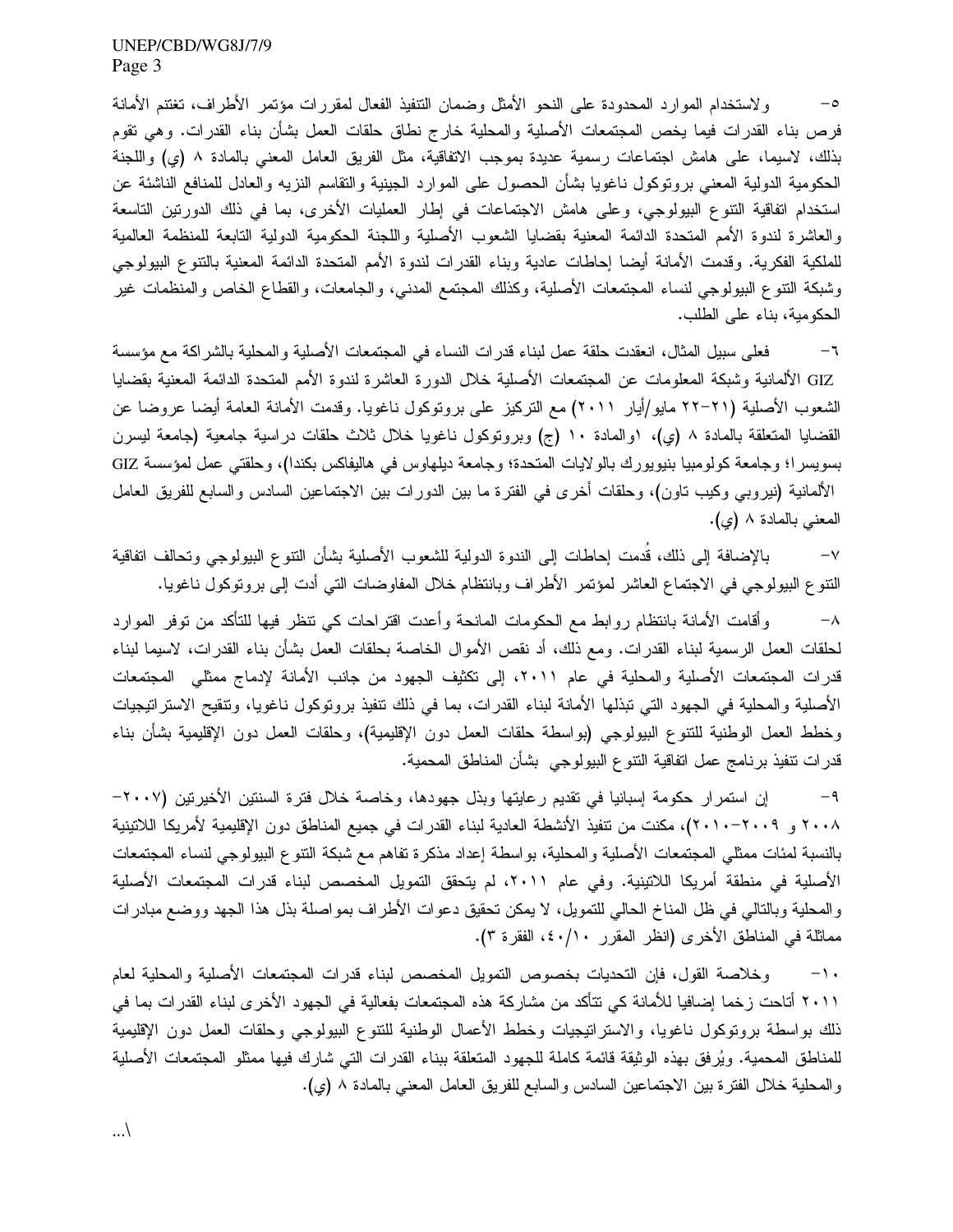٥- ولاستخدام الموارد المحدودة على النحو الأمثل وضمان التنفيذ الفعال لمقررات مؤتمر الأطراف، تغتنم الأمانة فرص بناء القدرات فيما يخص المجتمعات الأصلية والمحلية خارج نطاق حلقات العمل بشأن بناء القدرات. وهي تقوم بذلك، لاسيما، على هامش اجتماعات رسمية عديدة بموجب الاتفاقية، مثل الفريق العامل المعني بالمادة ٨ (ي) واللجنة الحكومية الدولية المعني بروتوكول ناغويا بشأن الحصول على الموارد الجينية والتقاسم النزيه والعادل للمنافع الناشئة عن استخدام اتفاقية التنوع البيولوجي، وعلى هامش الاجتماعات في إطار العمليات الأخرى، بما في ذلك الدورتين التاسعة والعاشرة لندوة الأمم المتحدة الدائمة المعنية بقضايا الشعوب الأصلية واللجنة الحكومية الدولية التابعة للمنظمة العالمية للملكية الفكرية. وقدمت الأمانة أيضا إحاطات عادية وبناء القدرات لندوة الأمم المتحدة الدائمة المعنية بالتنوع البيولوجي وشبكة التنوع البيولوجي لنساء المجتمعات الأصلية، وكذلك المجتمع المدني، والجامعات، والقطاع الخاص والمنظمات غير الحكومية، بناء على الطلب.

٦- فعلى سبيل المثال، انعقدت حلقة عمل لبناء قدرات النساء في المجتمعات الأصلية والمحلية بالشراكة مع مؤسسة GIZ الألمانية وشبكة المعلومات عن المجتمعات الأصلية خلال الدورة العاشرة لندوة الأمم المتحدة الدائمة المعنية بقضايا الشعوب الأصلية (٢١-٢٢ مايو/أيار ٢٠١١) مع التركيز على بروتوكول ناغويا. وقدمت الأمانة العامة أيضا عروضا عن القضايا المتعلقة بالمادة ٨ (ي)، اوالمادة ١٠ (ج) وبروتوكول ناغويا خلال ثلاث حلقات دراسية جامعية (جامعة ليسرن بسويسرا؛ وجامعة كولومبيا بنيويورك بالولايات المتحدة؛ وجامعة ديلهاوس في هاليفاكس بكندا)، وحلقتي عمل لمؤسسة GIZ الألمانية (نيروبي وكيب تاون)، وحلقات أخرى في الفترة ما بين الدورات بين الاجتماعين السادس والسابع للفريق العامل المعني بالمادة ٨ (ي).

٧- بالإضافة إلى ذلك، قُدمت إحاطات إلى الندوة الدولية للشعوب الأصلية بشأن التنوع البيولوجي وتحالف اتفاقية التنوع البيولوجي في الاجتماع العاشر لمؤتمر الأطراف وبانتظام خلال المفاوضات التي أدت إلى بروتوكول ناغويا.

٨- وأقامت الأمانة بانتظام روابط مع الحكومات المانحة وأعدت اقتراحات كي تنظر فيها للتأكد من توفر الموارد لحلقات العمل الرسمية لبناء القدرات. ومع ذلك، أد نقص الأموال الخاصة بحلقات العمل بشأن بناء القدرات، لاسيما لبناء قدرات المجتمعات الأصلية والمحلية في عام ٢٠١١، إلى تكثيف الجهود من جانب الأمانة لإدماج ممثلي المجتمعات الأصلية والمحلية في الجهود التي تبذلها الأمانة لبناء القدرات، بما في ذلك تنفيذ بروتوكول ناغويا، وتنقيح الاستراتيجيات وخطط العمل الوطنية للتنوع البيولوجي (بواسطة حلقات العمل دون الإقليمية)، وحلقات العمل دون الإقليمية بشأن بناء قدرات تنفيذ برنامج عمل اتفاقية التنوع البيولوجي بشأن المناطق المحمية.

٩- إن استمرار حكومة إسبانيا في تقديم رعايتها وبذل جهودها، وخاصة خلال فترة السنتين الأخيرتين (٢٠٠٧-٢٠٠٨ و ٢٠٠٩-٢٠١٠)، مكنت من تنفيذ الأنشطة العادية لبناء القدرات في جميع المناطق دون الإقليمية لأمريكا اللاتينية بالنسبة لمئات ممثلي المجتمعات الأصلية والمحلية، بواسطة إعداد مذكرة تفاهم مع شبكة التنوع البيولوجي لنساء المجتمعات الأصلية في منطقة أمريكا اللاتينية. وفي عام ٢٠١١، لم يتحقق التمويل المخصص لبناء قدرات المجتمعات الأصلية والمحلية وبالتالي في ظل المناخ الحالي للتمويل، لا يمكن تحقيق دعوات الأطراف بمواصلة بذل هذا الجهد ووضع مبادرات مماثلة في المناطق الأخرى (انظر المقرر ١٠/٤٠، الفقرة ٣).

١٠- وخلاصة القول، فإن التحديات بخصوص التمويل المخصص لبناء قدرات المجتمعات الأصلية والمحلية لعام ٢٠١١ أتاحت زخما إضافيا للأمانة كي تتأكد من مشاركة هذه المجتمعات بفعالية في الجهود الأخرى لبناء القدرات بما في ذلك بواسطة بروتوكول ناغويا، والاستراتيجيات وخطط الأعمال الوطنية للتنوع البيولوجي وحلقات العمل دون الإقليمية للمناطق المحمية. ويُرفق بهذه الوثيقة قائمة كاملة للجهود المتعلقة ببناء القدرات التي شارك فيها ممثلو المجتمعات الأصلية والمحلية خلال الفترة بين الاجتماعين السادس والسابع للفريق العامل المعني بالمادة ٨ (ي).

.../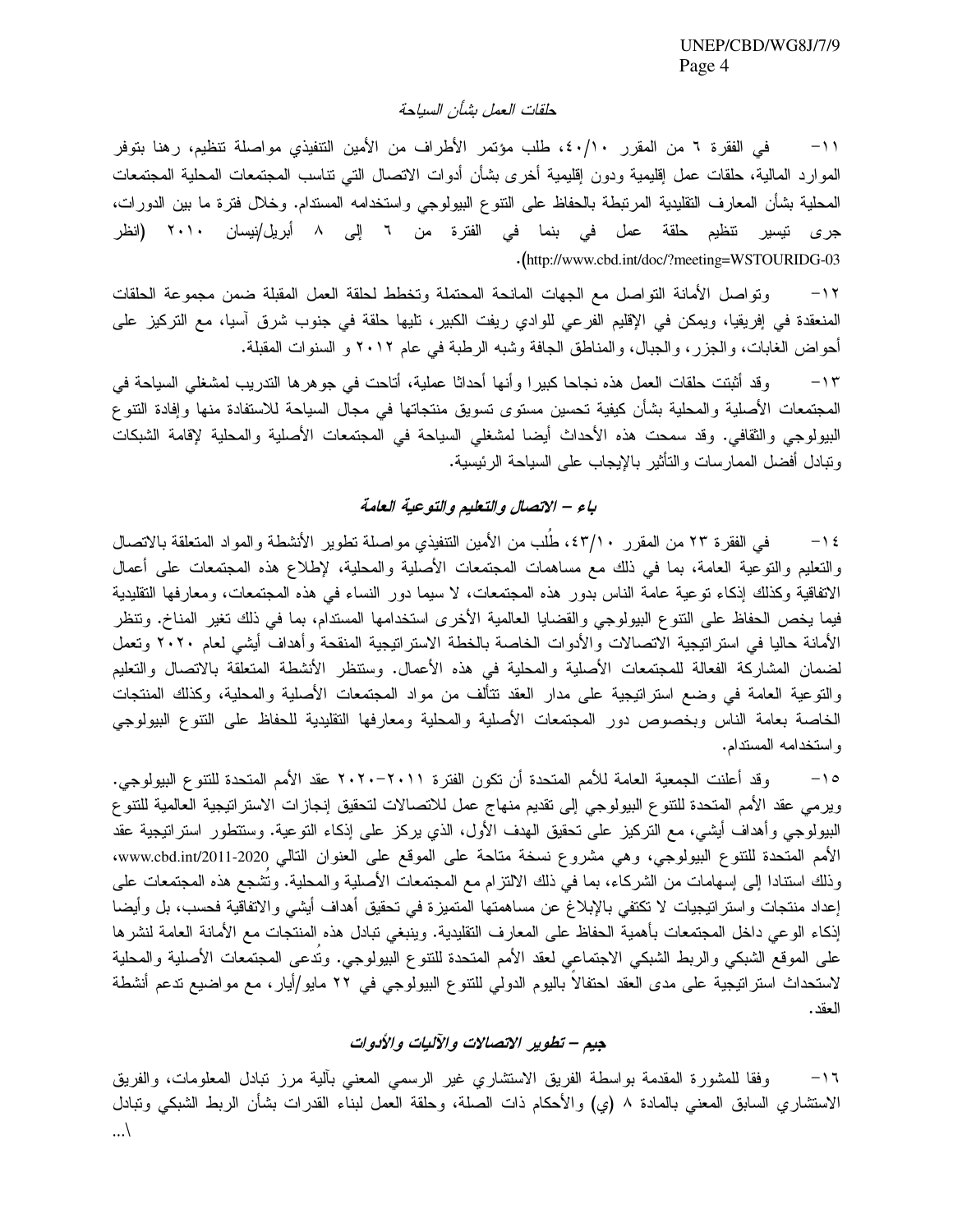### حلقات العمل بشأن السياحة

١١- في الفقرة ٦ من المقرر ٤٠/١٠، طلب مؤتمر الأطراف من الأمين التنفيذي مواصلة تنظيم، رهنا بتوفر الموارد المالية، حلقات عمل إقليمية ودون إقليمية أخرى بشأن أدوات الاتصال التي تناسب المجتمعات المحلية المجتمعات المحلية بشأن المعارف التقليدية المرتبطة بالحفاظ على التنوع البيولوجي واستخدامه المستدام. وخلال فترة ما بين الدورات، جرى تيسير تنظيم حلقة عمل في بنما في الفترة من ٦ إلى ٨ أبريل/نيسان ٢٠١٠ (انظر http://www.cbd.int/doc/?meeting=WSTOURIDG-03).

١٢- وتواصل الأمانة التواصل مع الجهات المانحة المحتملة وتخطط لحلقة العمل المقبلة ضمن مجموعة الحلقات المنعقدة في إفريقيا، ويمكن في الإقليم الفرعي للوادي ريفت الكبير، تليها حلقة في جنوب شرق آسيا، مع التركيز على أحواض الغابات، والجزر، والجبال، والمناطق الجافة وشبه الرطبة في عام ٢٠١٢ و السنوات المقبلة.

١٣- وقد أثبتت حلقات العمل هذه نجاحا كبيرا وأنها أحداثا عملية، أتاحت في جوهرها التدريب لمشغلي السياحة في المجتمعات الأصلية والمحلية بشأن كيفية تحسين مستوى تسويق منتجاتها في مجال السياحة للاستفادة منها وإفادة التنوع البيولوجي والثقافي. وقد سمحت هذه الأحداث أيضا لمشغلي السياحة في المجتمعات الأصلية والمحلية لإقامة الشبكات وتبادل أفضل الممارسات والتأثير بالإيجاب على السياحة الرئيسية.

### باء – الاتصال والتعليم والتوعية العامة

١٤- في الفقرة ٢٣ من المقرر ٤٣/١٠، طُلب من الأمين التنفيذي مواصلة تطوير الأنشطة والمواد المتعلقة بالاتصال والتعليم والتوعية العامة، بما في ذلك مع مساهمات المجتمعات الأصلية والمحلية، لإطلاع هذه المجتمعات على أعمال الاتفاقية وكذلك إذكاء توعية عامة الناس بدور هذه المجتمعات، لا سيما دور النساء في هذه المجتمعات، ومعارفها التقليدية فيما يخص الحفاظ على التنوع البيولوجي والقضايا العالمية الأخرى استخدامها المستدام، بما في ذلك تغير المناخ. وتنظر الأمانة حاليا في استراتيجية الاتصالات والأدوات الخاصة بالخطة الاستراتيجية المنقحة وأهداف أيشي لعام ٢٠٢٠ وتعمل لضمان المشاركة الفعالة للمجتمعات الأصلية والمحلية في هذه الأعمال. وستنظر الأنشطة المتعلقة بالاتصال والتعليم والتوعية العامة في وضع استراتيجية على مدار العقد تتألف من مواد المجتمعات الأصلية والمحلية، وكذلك المنتجات الخاصة بعامة الناس وبخصوص دور المجتمعات الأصلية والمحلية ومعارفها التقليدية للحفاظ على التنوع البيولوجي واستخدامه المستدام.

١٥- وقد أعلنت الجمعية العامة للأمم المتحدة أن تكون الفترة ٢٠١١-٢٠٢٠ عقد الأمم المتحدة للتنوع البيولوجي. ويرمي عقد الأمم المتحدة للتنوع البيولوجي إلى تقديم منهاج عمل للاتصالات لتحقيق إنجازات الاستراتيجية العالمية للتنوع البيولوجي وأهداف أيشي، مع التركيز على تحقيق الهدف الأول، الذي يركز على إذكاء التوعية. وستتطور استراتيجية عقد الأمم المتحدة للتنوع البيولوجي، وهي مشروع نسخة متاحة على الموقع على العنوان التالي www.cbd.int/2011-2020، وذلك استنادا إلى إسهامات من الشركاء، بما في ذلك الالتزام مع المجتمعات الأصلية والمحلية. وتُشجع هذه المجتمعات على إعداد منتجات واستراتيجيات لا تكتفي بالإبلاغ عن مساهمتها المتميزة في تحقيق أهداف أيشي والاتفاقية فحسب، بل وأيضا إذكاء الوعي داخل المجتمعات بأهمية الحفاظ على المعارف التقليدية. وينبغي تبادل هذه المنتجات مع الأمانة العامة لنشرها على الموقع الشبكي والربط الشبكي الاجتماعي لعقد الأمم المتحدة للتنوع البيولوجي. وتُدعى المجتمعات الأصلية والمحلية لاستحداث استراتيجية على مدى العقد احتفالاً باليوم الدولي للتنوع البيولوجي في ٢٢ مايو/أيار، مع مواضيع تدعم أنشطة العقد.

### جيم – تطوير الاتصالات والآليات والأدوات

١٦- وفقا للمشورة المقدمة بواسطة الفريق الاستشاري غير الرسمي المعني بآلية مرز تبادل المعلومات، والفريق الاستشاري السابق المعني بالمادة ٨ (ي) والأحكام ذات الصلة، وحلقة العمل لبناء القدرات بشأن الربط الشبكي وتبادل .../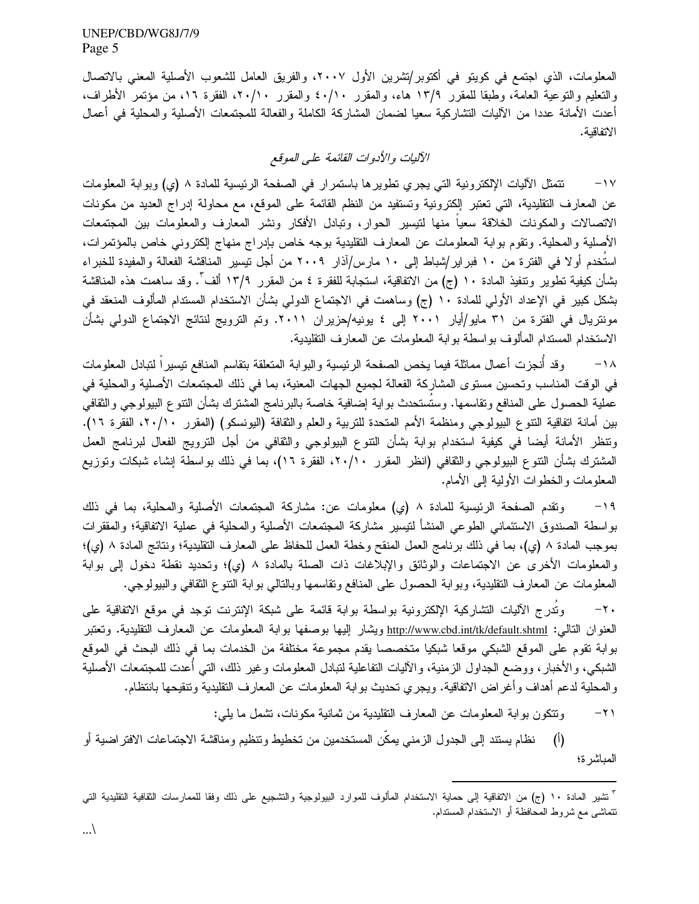المعلومات، الذي اجتمع في كويتو في أكتوبر/تشرين الأول ٢٠٠٧، والفريق العامل للشعوب الأصلية المعني بالاتصال والتعليم والتوعية العامة، وطبقا للمقرر ١٣/٩ هاء، والمقرر ٤٠/١٠ والمقرر ٢٠/١٠، الفقرة ١٦، من مؤتمر الأطراف، أعدت الأمانة عددا من الآليات التشاركية سعيا لضمان المشاركة الكاملة والفعالة للمجتمعات الأصلية والمحلية في أعمال الاتفاقية.

*الآليات والأدوات القائمة على الموقع*

١٧- تتمثل الآليات الإلكترونية التي يجري تطويرها باستمرار في الصفحة الرئيسية للمادة ٨ (ي) وبوابة المعلومات عن المعارف التقليدية، التي تعتبر إلكترونية وتستفيد من النظم القائمة على الموقع، مع محاولة إدراج العديد من مكونات الاتصالات والمكونات الخلاقة سعياً منها لتيسير الحوار، وتبادل الأفكار ونشر المعارف والمعلومات بين المجتمعات الأصلية والمحلية. وتقوم بوابة المعلومات عن المعارف التقليدية بوجه خاص بإدراج منهاج إلكتروني خاص بالمؤتمرات، استُخدم أولا في الفترة من ١٠ فبراير/شباط إلى ١٠ مارس/آذار ٢٠٠٩ من أجل تيسير المناقشة الفعالة والمفيدة للخبراء بشأن كيفية تطوير وتنفيذ المادة ١٠ (ج) من الاتفاقية، استجابة للفقرة ٤ من المقرر ١٣/٩ ألف[٣]. وقد ساهمت هذه المناقشة بشكل كبير في الإعداد الأولي للمادة ١٠ (ج) وساهمت في الاجتماع الدولي بشأن الاستخدام المستدام المألوف المنعقد في مونتريال في الفترة من ٣١ مايو/أيار ٢٠٠١ إلى ٤ يونيه/حزيران ٢٠١١. وتم الترويج لنتائج الاجتماع الدولي بشأن الاستخدام المستدام المألوف بواسطة بوابة المعلومات عن المعارف التقليدية.

١٨- وقد أُنجزت أعمال مماثلة فيما يخص الصفحة الرئيسية والبوابة المتعلقة بتقاسم المنافع تيسيراً لتبادل المعلومات في الوقت المناسب وتحسين مستوى المشاركة الفعالة لجميع الجهات المعنية، بما في ذلك المجتمعات الأصلية والمحلية في عملية الحصول على المنافع وتقاسمها. وستُستحدث بوابة إضافية خاصة بالبرنامج المشترك بشأن التنوع البيولوجي والثقافي بين أمانة اتفاقية التنوع البيولوجي ومنظمة الأمم المتحدة للتربية والعلم والثقافة (اليونسكو) (المقرر ٢٠/١٠، الفقرة ١٦). وتنظر الأمانة أيضا في كيفية استخدام بوابة بشأن التنوع البيولوجي والثقافي من أجل الترويج الفعال لبرنامج العمل المشترك بشأن التنوع البيولوجي والثقافي (انظر المقرر ٢٠/١٠، الفقرة ١٦)، بما في ذلك بواسطة إنشاء شبكات وتوزيع المعلومات والخطوات الأولية إلى الأمام.

١٩- وتقدم الصفحة الرئيسية للمادة ٨ (ي) معلومات عن: مشاركة المجتمعات الأصلية والمحلية، بما في ذلك بواسطة الصندوق الاستئماني الطوعي المنشأ لتيسير مشاركة المجتمعات الأصلية والمحلية في عملية الاتفاقية؛ والمقررات بموجب المادة ٨ (ي)، بما في ذلك برنامج العمل المنقح وخطة العمل للحفاظ على المعارف التقليدية؛ ونتائج المادة ٨ (ي)؛ والمعلومات الأخرى عن الاجتماعات والوثائق والإبلاغات ذات الصلة بالمادة ٨ (ي)؛ وتحديد نقطة دخول إلى بوابة المعلومات عن المعارف التقليدية، وبوابة الحصول على المنافع وتقاسمها وبالتالي بوابة التنوع الثقافي والبيولوجي.

٢٠- وتُدرج الآليات التشاركية الإلكترونية بواسطة بوابة قائمة على شبكة الإنترنت توجد في موقع الاتفاقية على العنوان التالي: http://www.cbd.int/tk/default.shtml ويشار إليها بوصفها بوابة المعلومات عن المعارف التقليدية. وتعتبر بوابة تقوم على الموقع الشبكي موقعا شبكيا متخصصا يقدم مجموعة مختلفة من الخدمات بما في ذلك البحث في الموقع الشبكي، والأخبار، ووضع الجداول الزمنية، والآليات التفاعلية لتبادل المعلومات وغير ذلك، التي أُعدت للمجتمعات الأصلية والمحلية لدعم أهداف وأغراض الاتفاقية. ويجري تحديث بوابة المعلومات عن المعارف التقليدية وتنقيحها بانتظام.

٢١- وتتكون بوابة المعلومات عن المعارف التقليدية من ثمانية مكونات، تشمل ما يلي:

(أ) نظام يستند إلى الجدول الزمني يمكّن المستخدمين من تخطيط وتنظيم ومناقشة الاجتماعات الافتراضية أو المباشرة؛

---

[٣] تشير المادة ١٠ (ج) من الاتفاقية إلى حماية الاستخدام المألوف للموارد البيولوجية والتشجيع على ذلك وفقا للممارسات الثقافية التقليدية التي تتماشى مع شروط المحافظة أو الاستخدام المستدام.

.../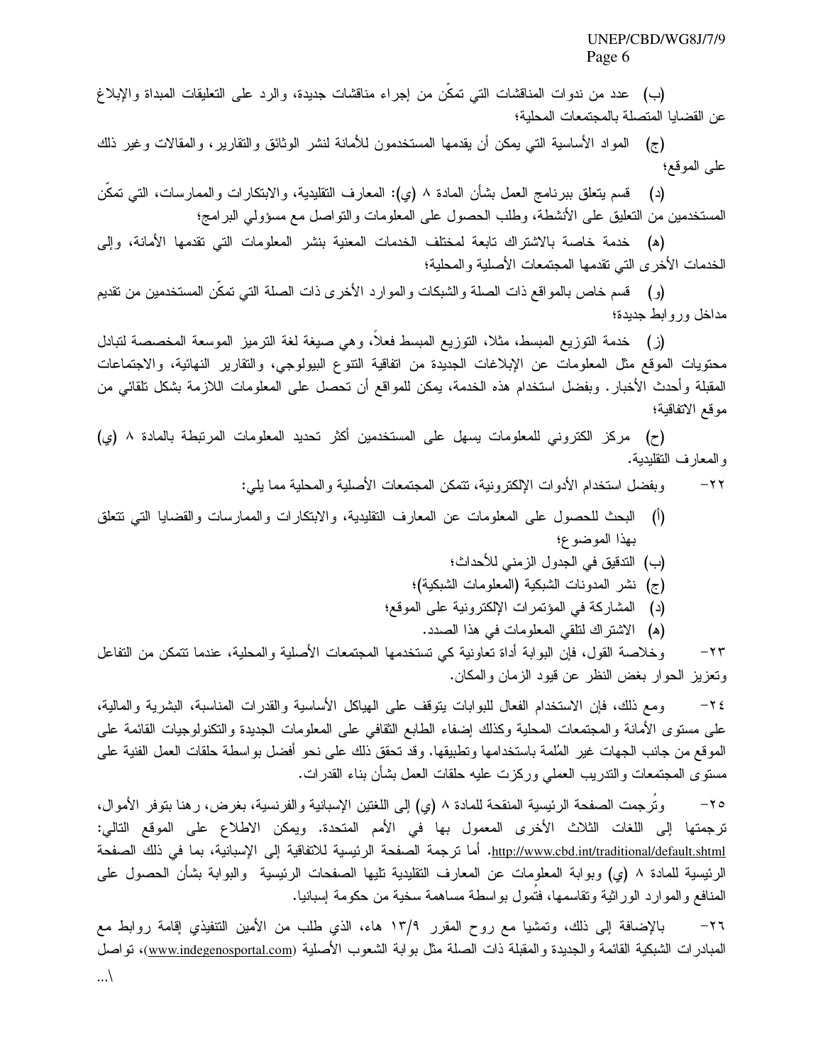(ب) عدد من ندوات المناقشات التي تمكّن من إجراء مناقشات جديدة، والرد على التعليقات المبداة والإبلاغ عن القضايا المتصلة بالمجتمعات المحلية؛

(ج) المواد الأساسية التي يمكن أن يقدمها المستخدمون للأمانة لنشر الوثائق والتقارير، والمقالات وغير ذلك على الموقع؛

(د) قسم يتعلق ببرنامج العمل بشأن المادة ٨ (ي): المعارف التقليدية، والابتكارات والممارسات، التي تمكّن المستخدمين من التعليق على الأنشطة، وطلب الحصول على المعلومات والتواصل مع مسؤولي البرامج؛

(هـ) خدمة خاصة بالاشتراك تابعة لمختلف الخدمات المعنية بنشر المعلومات التي تقدمها الأمانة، وإلى الخدمات الأخرى التي تقدمها المجتمعات الأصلية والمحلية؛

(و) قسم خاص بالمواقع ذات الصلة والشبكات والموارد الأخرى ذات الصلة التي تمكّن المستخدمين من تقديم مداخل وروابط جديدة؛

(ز) خدمة التوزيع المبسط، مثلا، التوزيع المبسط فعلاً، وهي صيغة لغة الترميز الموسعة المخصصة لتبادل محتويات الموقع مثل المعلومات عن الإبلاغات الجديدة من اتفاقية التنوع البيولوجي، والتقارير النهائية، والاجتماعات المقبلة وأحدث الأخبار. وبفضل استخدام هذه الخدمة، يمكن للمواقع أن تحصل على المعلومات اللازمة بشكل تلقائي من موقع الاتفاقية؛

(ح) مركز الكتروني للمعلومات يسهل على المستخدمين أكثر تحديد المعلومات المرتبطة بالمادة ٨ (ي) والمعارف التقليدية.

٢٢- وبفضل استخدام الأدوات الإلكترونية، تتمكن المجتمعات الأصلية والمحلية مما يلي:

(أ) البحث للحصول على المعلومات عن المعارف التقليدية، والابتكارات والممارسات والقضايا التي تتعلق بهذا الموضوع؛

(ب) التدقيق في الجدول الزمني للأحداث؛

(ج) نشر المدونات الشبكية (المعلومات الشبكية)؛

(د) المشاركة في المؤتمرات الإلكترونية على الموقع؛

(هـ) الاشتراك لتلقي المعلومات في هذا الصدد.

٢٣- وخلاصة القول، فإن البوابة أداة تعاونية كي تستخدمها المجتمعات الأصلية والمحلية، عندما تتمكن من التفاعل وتعزيز الحوار بغض النظر عن قيود الزمان والمكان.

٢٤- ومع ذلك، فإن الاستخدام الفعال للبوابات يتوقف على الهياكل الأساسية والقدرات المناسبة، البشرية والمالية، على مستوى الأمانة والمجتمعات المحلية وكذلك إضفاء الطابع الثقافي على المعلومات الجديدة والتكنولوجيات القائمة على الموقع من جانب الجهات غير المُلمة باستخدامها وتطبيقها. وقد تحقق ذلك على نحو أفضل بواسطة حلقات العمل الفنية على مستوى المجتمعات والتدريب العملي وركزت عليه حلقات العمل بشأن بناء القدرات.

٢٥- وتُرجمت الصفحة الرئيسية المنقحة للمادة ٨ (ي) إلى اللغتين الإسبانية والفرنسية، بغرض، رهنا بتوفر الأموال، ترجمتها إلى اللغات الثلاث الأخرى المعمول بها في الأمم المتحدة. ويمكن الاطلاع على الموقع التالي: http://www.cbd.int/traditional/default.shtml. أما ترجمة الصفحة الرئيسية للاتفاقية إلى الإسبانية، بما في ذلك الصفحة الرئيسية للمادة ٨ (ي) وبوابة المعلومات عن المعارف التقليدية تليها الصفحات الرئيسية والبوابة بشأن الحصول على المنافع والموارد الوراثية وتقاسمها، فتُمول بواسطة مساهمة سخية من حكومة إسبانيا.

٢٦- بالإضافة إلى ذلك، وتمشيا مع روح المقرر ١٣/٩ هاء، الذي طلب من الأمين التنفيذي إقامة روابط مع المبادرات الشبكية القائمة والجديدة والمقبلة ذات الصلة مثل بوابة الشعوب الأصلية (www.indegenosportal.com)، تواصل

.../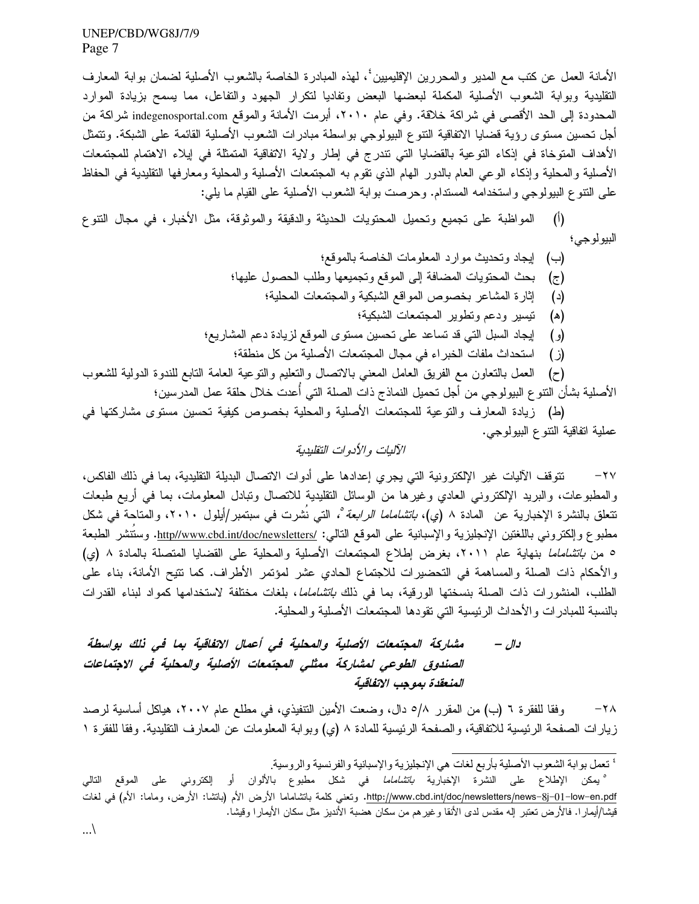الأمانة العمل عن كثب مع المدير والمحررين الإقليميين[4]، لهذه المبادرة الخاصة بالشعوب الأصلية لضمان بوابة المعارف التقليدية وبوابة الشعوب الأصلية المكملة لبعضها البعض وتفاديا لتكرار الجهود والتفاعل، مما يسمح بزيادة الموارد المحدودة إلى الحد الأقصى في شراكة خلاقة. وفي عام ٢٠١٠، أبرمت الأمانة والموقع indegenosportal.com شراكة من أجل تحسين مستوى رؤية قضايا الاتفاقية التنوع البيولوجي بواسطة مبادرات الشعوب الأصلية القائمة على الشبكة. وتتمثل الأهداف المتوخاة في إذكاء التوعية بالقضايا التي تندرج في إطار ولاية الاتفاقية المتمثلة في إيلاء الاهتمام للمجتمعات الأصلية والمحلية وإذكاء الوعي العام بالدور الهام الذي تقوم به المجتمعات الأصلية والمحلية ومعارفها التقليدية في الحفاظ على التنوع البيولوجي واستخدامه المستدام. وحرصت بوابة الشعوب الأصلية على القيام ما يلي:

(أ) المواظبة على تجميع وتحميل المحتويات الحديثة والدقيقة والموثوقة، مثل الأخبار، في مجال التنوع البيولوجي؛

(ب) إيجاد وتحديث موارد المعلومات الخاصة بالموقع؛

(ج) بحث المحتويات المضافة إلى الموقع وتجميعها وطلب الحصول عليها؛

(د) إثارة المشاعر بخصوص المواقع الشبكية والمجتمعات المحلية؛

(هـ) تيسير ودعم وتطوير المجتمعات الشبكية؛

(و) إيجاد السبل التي قد تساعد على تحسين مستوى الموقع لزيادة دعم المشاريع؛

(ز) استحداث ملفات الخبراء في مجال المجتمعات الأصلية من كل منطقة؛

(ح) العمل بالتعاون مع الفريق العامل المعني بالاتصال والتعليم والتوعية العامة التابع للندوة الدولية للشعوب الأصلية بشأن التنوع البيولوجي من أجل تحميل النماذج ذات الصلة التي أُعدت خلال حلقة عمل المدرسين؛

(ط) زيادة المعارف والتوعية للمجتمعات الأصلية والمحلية بخصوص كيفية تحسين مستوى مشاركتها في عملية اتفاقية التنوع البيولوجي.

*الآليات والأدوات التقليدية*

٢٧- تتوقف الآليات غير الإلكترونية التي يجري إعدادها على أدوات الاتصال البديلة التقليدية، بما في ذلك الفاكس، والمطبوعات، والبريد الإلكتروني العادي وغيرها من الوسائل التقليدية للاتصال وتبادل المعلومات، بما في أربع طبعات تتعلق بالنشرة الإخبارية عن المادة ٨ (ي)، *باتشاماما الرابعة*[5]، التي نُشرت في سبتمبر/أيلول ٢٠١٠، والمتاحة في شكل مطبوع وإلكتروني باللغتين الإنجليزية والإسبانية على الموقع التالي: http//www.cbd.int/doc/newsletters/. وستُنشر الطبعة ٥ من *باتشاماما* بنهاية عام ٢٠١١، بغرض إطلاع المجتمعات الأصلية والمحلية على القضايا المتصلة بالمادة ٨ (ي) والأحكام ذات الصلة والمساهمة في التحضيرات للاجتماع الحادي عشر لمؤتمر الأطراف. كما تتيح الأمانة، بناء على الطلب، المنشورات ذات الصلة بنسختها الورقية، بما في ذلك *باتشاماما*، بلغات مختلفة لاستخدامها كمواد لبناء القدرات بالنسبة للمبادرات والأحداث الرئيسية التي تقودها المجتمعات الأصلية والمحلية.

### دال – مشاركة المجتمعات الأصلية والمحلية في أعمال الاتفاقية بما في ذلك بواسطة الصندوق الطوعي لمشاركة ممثلي المجتمعات الأصلية والمحلية في الاجتماعات المنعقدة بموجب الاتفاقية

٢٨- وفقا للفقرة ٦ (ب) من المقرر ٨/٥ دال، وضعت الأمين التنفيذي، في مطلع عام ٢٠٠٧، هياكل أساسية لرصد زيارات الصفحة الرئيسية للاتفاقية، والصفحة الرئيسية للمادة ٨ (ي) وبوابة المعلومات عن المعارف التقليدية. وفقا للفقرة ١

---

[4] تعمل بوابة الشعوب الأصلية بأربع لغات هي الإنجليزية والإسبانية والفرنسية والروسية.

[5] يمكن الإطلاع على النشرة الإخبارية *باتشاماما* في شكل مطبوع بالألوان أو إلكتروني على الموقع التالي http://www.cbd.int/doc/newsletters/news-8j-01-low-en.pdf. وتعني كلمة باتشاماما الأرض الأم (باتشا: الأرض، وماما: الأم) في لغات قيشا/أيمارا. فالأرض تعتبر إله مقدس لدى الأنقا وغيرهم من سكان هضبة الأنديز مثل سكان الأيمارا وقيشا.

.../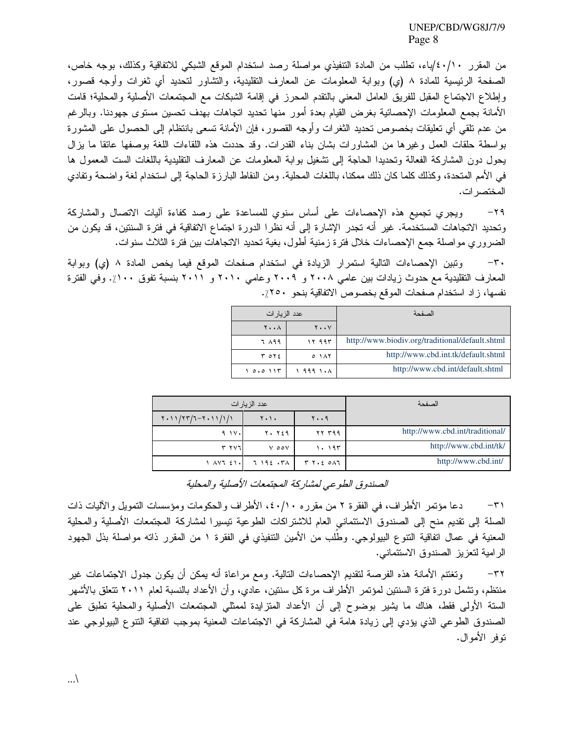من المقرر ١٠/٤٠/باء، تطلب من المادة التنفيذي مواصلة رصد استخدام الموقع الشبكي للاتفاقية وكذلك، بوجه خاص، الصفحة الرئيسية للمادة ٨ (ي) وبوابة المعلومات عن المعارف التقليدية، والتشاور لتحديد أي ثغرات وأوجه قصور، وإطلاع الاجتماع المقبل للفريق العامل المعني بالتقدم المحرز في إقامة الشبكات مع المجتمعات الأصلية والمحلية؛ قامت الأمانة بجمع المعلومات الإحصائية بغرض القيام بعدة أمور منها تحديد اتجاهات بهدف تحسين مستوى جهودنا. وبالرغم من عدم تلقي أي تعليقات بخصوص تحديد الثغرات وأوجه القصور، فإن الأمانة تسعى بانتظام إلى الحصول على المشورة بواسطة حلقات العمل وغيرها من المشاورات بشان بناء القدرات. وقد حددت هذه اللقاءات اللغة بوصفها عائقا ما يزال يحول دون المشاركة الفعالة وتحديدا الحاجة إلى تشغيل بوابة المعلومات عن المعارف التقليدية باللغات الست المعمول ها في الأمم المتحدة، وكذلك كلما كان ذلك ممكنا، باللغات المحلية. ومن النقاط البارزة الحاجة إلى استخدام لغة واضحة وتفادي المختصرات.

٢٩- ويجري تجميع هذه الإحصاءات على أساس سنوي للمساعدة على رصد كفاءة آليات الاتصال والمشاركة وتحديد الاتجاهات المستخدمة. غير أنه تجدر الإشارة إلى أنه نظرا الدورة اجتماع الاتفاقية في فترة السنتين، قد يكون من الضروري مواصلة جمع الإحصاءات خلال فترة زمنية أطول، بغية تحديد الاتجاهات بين فترة الثلاث سنوات.

٣٠- وتبين الإحصاءات التالية استمرار الزيادة في استخدام صفحات الموقع فيما يخص المادة ٨ (ي) وبوابة المعارف التقليدية مع حدوث زيادات بين عامي ٢٠٠٨ و ٢٠٠٩ وعامي ٢٠١٠ و ٢٠١١ بنسبة تفوق ١٠٠٪. وفي الفترة نفسها، زاد استخدام صفحات الموقع بخصوص الاتفاقية بنحو ٢٥٠٪.

| الصفحة | عدد الزيارات | |
|---|---|---|
| | ٢٠٠٧ | ٢٠٠٨ |
| http://www.biodiv.org/traditional/default.shtml | ١٢ ٩٩٣ | ٦ ٨٩٩ |
| http://www.cbd.int.tk/default.shtml | ٥ ١٨٢ | ٣ ٥٢٤ |
| http://www.cbd.int/default.shtml | ١ ٩٩٩ ١٠٨ | ١ ٥٠٥ ١١٣ |

| الصفحة | عدد الزيارات | | |
|---|---|---|---|
| | ٢٠٠٩ | ٢٠١٠ | ٢٠١١/١/١-٢٠١١/٦/٢٣ |
| http://www.cbd.int/traditional/ | ٢٢ ٣٩٩ | ٢٠ ٢٤٩ | ٩ ١٧٠ |
| http://www.cbd.int/tk/ | ١٠ ١٩٣ | ٧ ٥٥٧ | ٣ ٢٧٦ |
| http://www.cbd.int/ | ٣ ٢٠٤ ٥٨٦ | ٦ ١٩٤ ٠٣٨ | ١ ٨٧٦ ٤١٠ |

*الصندوق الطوعي لمشاركة المجتمعات الأصلية والمحلية*

٣١- دعا مؤتمر الأطراف، في الفقرة ٢ من مقرره ١٠/٤٠، الأطراف والحكومات ومؤسسات التمويل والآليات ذات الصلة إلى تقديم منح إلى الصندوق الاستئماني العام للاشتراكات الطوعية تيسيرا لمشاركة المجتمعات الأصلية والمحلية المعنية في عمال اتفاقية التنوع البيولوجي. وطُلب من الأمين التنفيذي في الفقرة ١ من المقرر ذاته مواصلة بذل الجهود الرامية لتعزيز الصندوق الاستئماني.

٣٢- وتغتنم الأمانة هذه الفرصة لتقديم الإحصاءات التالية. ومع مراعاة أنه يمكن أن يكون جدول الاجتماعات غير منتظم، وتشمل دورة فترة السنتين لمؤتمر الأطراف مرة كل سنتين، عادي، وأن الأعداد بالنسبة لعام ٢٠١١ تتعلق بالأشهر الستة الأولى فقط، هناك ما يشير بوضوح إلى أن الأعداد المتزايدة لممثلي المجتمعات الأصلية والمحلية تطبق على الصندوق الطوعي الذي يؤدي إلى زيادة هامة في المشاركة في الاجتماعات المعنية بموجب اتفاقية التنوع البيولوجي عند توفر الأموال.

.../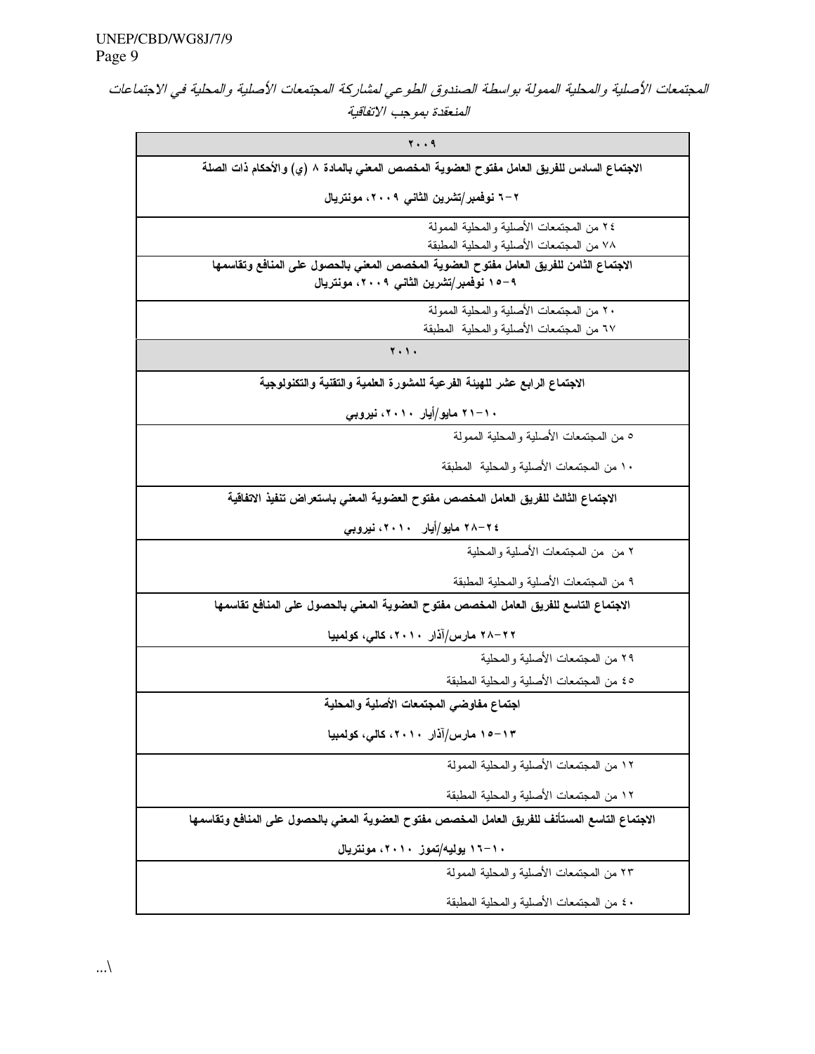*المجتمعات الأصلية والمحلية الممولة بواسطة الصندوق الطوعي لمشاركة المجتمعات الأصلية والمحلية في الاجتماعات المنعقدة بموجب الاتفاقية*

| ٢٠٠٩ |
|---|
| **الاجتماع السادس للفريق العامل مفتوح العضوية المخصص المعني بالمادة ٨ (ي) والأحكام ذات الصلة**<br><br>**٢–٦ نوفمبر/تشرين الثاني ٢٠٠٩، مونتريال** |
| ٢٤ من المجتمعات الأصلية والمحلية الممولة<br>٧٨ من المجتمعات الأصلية والمحلية المطبقة |
| **الاجتماع الثامن للفريق العامل مفتوح العضوية المخصص المعني بالحصول على المنافع وتقاسمها**<br>**٩–١٥ نوفمبر/تشرين الثاني ٢٠٠٩، مونتريال** |
| ٢٠ من المجتمعات الأصلية والمحلية الممولة<br>٦٧ من المجتمعات الأصلية والمحلية المطبقة |
| **٢٠١٠** |
| **الاجتماع الرابع عشر للهيئة الفرعية للمشورة العلمية والتقنية والتكنولوجية**<br><br>**١٠–٢١ مايو/أيار ٢٠١٠، نيروبي** |
| ٥ من المجتمعات الأصلية والمحلية الممولة<br><br>١٠ من المجتمعات الأصلية والمحلية المطبقة |
| **الاجتماع الثالث للفريق العامل المخصص مفتوح العضوية المعني باستعراض تنفيذ الاتفاقية**<br><br>**٢٤–٢٨ مايو/أيار ٢٠١٠، نيروبي** |
| ٢ من من المجتمعات الأصلية والمحلية<br><br>٩ من المجتمعات الأصلية والمحلية المطبقة |
| **الاجتماع التاسع للفريق العامل المخصص مفتوح العضوية المعني بالحصول على المنافع تقاسمها**<br><br>**٢٢–٢٨ مارس/آذار ٢٠١٠، كالي، كولمبيا** |
| ٢٩ من المجتمعات الأصلية والمحلية<br>٤٥ من المجتمعات الأصلية والمحلية المطبقة |
| **اجتماع مفاوضي المجتمعات الأصلية والمحلية**<br><br>**١٣–١٥ مارس/آذار ٢٠١٠، كالي، كولمبيا** |
| ١٢ من المجتمعات الأصلية والمحلية الممولة<br><br>١٢ من المجتمعات الأصلية والمحلية المطبقة |
| **الاجتماع التاسع المستأنف للفريق العامل المخصص مفتوح العضوية المعني بالحصول على المنافع وتقاسمها**<br><br>**١٠–١٦ يوليه/تموز ٢٠١٠، مونتريال** |
| ٢٣ من المجتمعات الأصلية والمحلية الممولة<br><br>٤٠ من المجتمعات الأصلية والمحلية المطبقة |

/...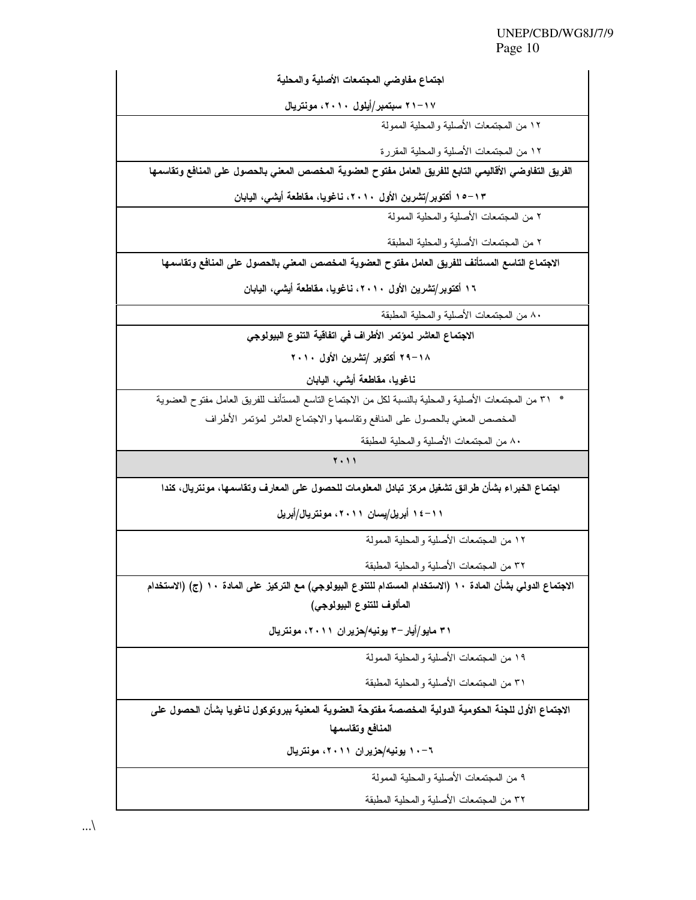| |
|---|
| **اجتماع مفاوضي المجتمعات الأصلية والمحلية** |
| **١٧-٢١ سبتمبر/أيلول ٢٠١٠، مونتريال** |
| ١٢ من المجتمعات الأصلية والمحلية الممولة |
| ١٢ من المجتمعات الأصلية والمحلية المقررة |
| **الفريق التفاوضي الأقاليمي التابع للفريق العامل مفتوح العضوية المخصص المعني بالحصول على المنافع وتقاسمها** |
| **١٣-١٥ أكتوبر/تشرين الأول ٢٠١٠، ناغويا، مقاطعة أيشي، اليابان** |
| ٢ من المجتمعات الأصلية والمحلية الممولة |
| ٢ من المجتمعات الأصلية والمحلية المطبقة |
| **الاجتماع التاسع المستأنف للفريق العامل مفتوح العضوية المخصص المعني بالحصول على المنافع وتقاسمها** |
| **١٦ أكتوبر/تشرين الأول ٢٠١٠، ناغويا، مقاطعة أيشي، اليابان** |
| ٨٠ من المجتمعات الأصلية والمحلية المطبقة |
| **الاجتماع العاشر لمؤتمر الأطراف في اتفاقية التنوع البيولوجي** |
| **١٨-٢٩ أكتوبر /تشرين الأول ٢٠١٠** |
| **ناغويا، مقاطعة أيشي، اليابان** |
| * ٣١ من المجتمعات الأصلية والمحلية بالنسبة لكل من الاجتماع التاسع المستأنف للفريق العامل مفتوح العضوية المخصص المعني بالحصول على المنافع وتقاسمها والاجتماع العاشر لمؤتمر الأطراف |
| ٨٠ من المجتمعات الأصلية والمحلية المطبقة |
| **٢٠١١** |
| **اجتماع الخبراء بشأن طرائق تشغيل مركز تبادل المعلومات للحصول على المعارف وتقاسمها، مونتريال، كندا** |
| **١١-١٤ أبريل/يسان ٢٠١١، مونتريال/أبريل** |
| ١٢ من المجتمعات الأصلية والمحلية الممولة |
| ٣٢ من المجتمعات الأصلية والمحلية المطبقة |
| **الاجتماع الدولي بشأن المادة ١٠ (الاستخدام المستدام للتنوع البيولوجي) مع التركيز على المادة ١٠ (ج) (الاستخدام المألوف للتنوع البيولوجي)** |
| **٣١ مايو/أيار-٣ يونيه/حزيران ٢٠١١، مونتريال** |
| ١٩ من المجتمعات الأصلية والمحلية الممولة |
| ٣١ من المجتمعات الأصلية والمحلية المطبقة |
| **الاجتماع الأول للجنة الحكومية الدولية المخصصة مفتوحة العضوية المعنية ببروتوكول ناغويا بشأن الحصول على المنافع وتقاسمها** |
| **٦-١٠ يونيه/حزيران ٢٠١١، مونتريال** |
| ٩ من المجتمعات الأصلية والمحلية الممولة |
| ٣٢ من المجتمعات الأصلية والمحلية المطبقة |

.../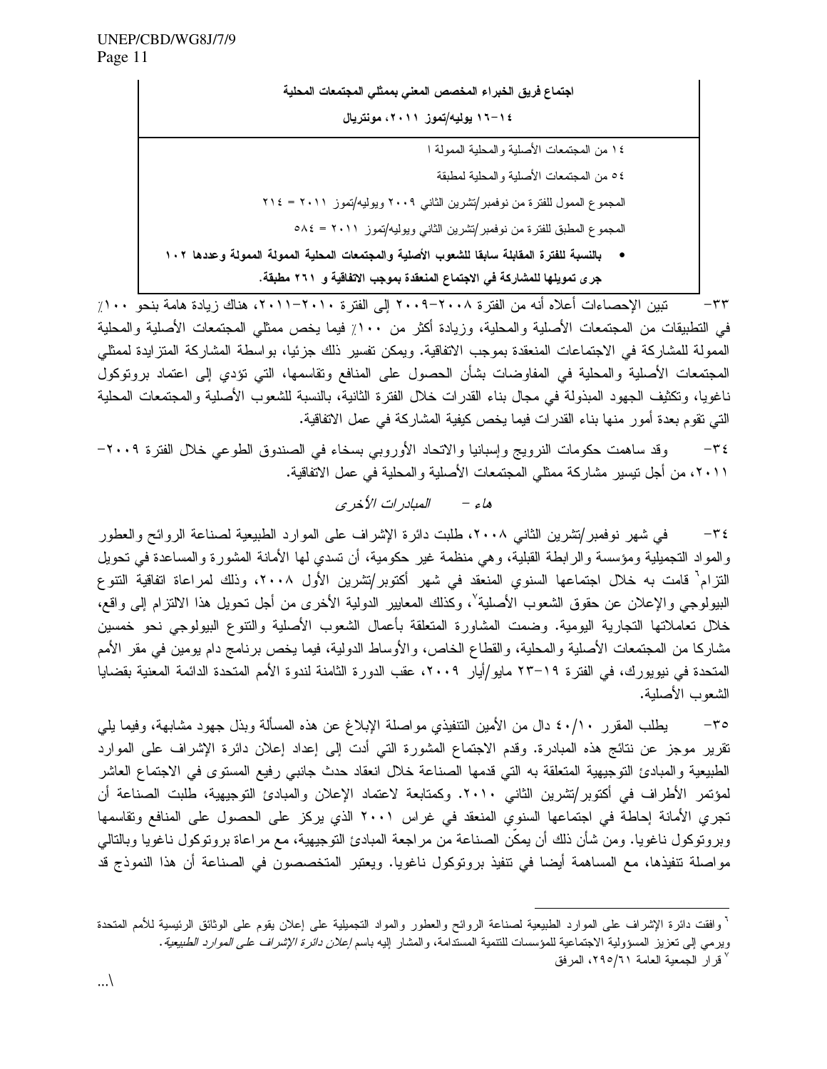| اجتماع فريق الخبراء المخصص المعني بممثلي المجتمعات المحلية |
|---|
| ١٤-١٦ يوليه/تموز ٢٠١١، مونتريال |
| ١٤ من المجتمعات الأصلية والمحلية الممولة ا<br>٥٤ من المجتمعات الأصلية والمحلية لمطبقة<br>المجموع الممول للفترة من نوفمبر/تشرين الثاني ٢٠٠٩ ويوليه/تموز ٢٠١١ = ٢١٤<br>المجموع المطبق للفترة من نوفمبر/تشرين الثاني ويوليه/تموز ٢٠١١ = ٥٨٤<br>• **بالنسبة للفترة المقابلة سابقا للشعوب الأصلية والمجتمعات المحلية الممولة وعددها ١٠٢ جرى تمويلها للمشاركة في الاجتماع المنعقدة بموجب الاتفاقية و ٢٦١ مطبقة.** |

٣٣- تبين الإحصاءات أعلاه أنه من الفترة ٢٠٠٨-٢٠٠٩ إلى الفترة ٢٠١٠-٢٠١١، هناك زيادة هامة بنحو ١٠٠٪ في التطبيقات من المجتمعات الأصلية والمحلية، وزيادة أكثر من ١٠٠٪ فيما يخص ممثلي المجتمعات الأصلية والمحلية الممولة للمشاركة في الاجتماعات المنعقدة بموجب الاتفاقية. ويمكن تفسير ذلك جزئيا، بواسطة المشاركة المتزايدة لممثلي المجتمعات الأصلية والمحلية في المفاوضات بشأن الحصول على المنافع وتقاسمها، التي تؤدي إلى اعتماد بروتوكول ناغويا، وتكثيف الجهود المبذولة في مجال بناء القدرات خلال الفترة الثانية، بالنسبة للشعوب الأصلية والمجتمعات المحلية التي تقوم بعدة أمور منها بناء القدرات فيما يخص كيفية المشاركة في عمل الاتفاقية.

٣٤- وقد ساهمت حكومات النرويج وإسبانيا والاتحاد الأوروبي بسخاء في الصندوق الطوعي خلال الفترة ٢٠٠٩-٢٠١١، من أجل تيسير مشاركة ممثلي المجتمعات الأصلية والمحلية في عمل الاتفاقية.

### هاء - *المبادرات الأخرى*

٣٤- في شهر نوفمبر/تشرين الثاني ٢٠٠٨، طلبت دائرة الإشراف على الموارد الطبيعية لصناعة الروائح والعطور والمواد التجميلية ومؤسسة والرابطة القبلية، وهي منظمة غير حكومية، أن تسدي لها الأمانة المشورة والمساعدة في تحويل التزام[٦] قامت به خلال اجتماعها السنوي المنعقد في شهر أكتوبر/تشرين الأول ٢٠٠٨، وذلك لمراعاة اتفاقية التنوع البيولوجي والإعلان عن حقوق الشعوب الأصلية[٧]، وكذلك المعايير الدولية الأخرى من أجل تحويل هذا الالتزام إلى واقع، خلال تعاملاتها التجارية اليومية. وضمت المشاورة المتعلقة بأعمال الشعوب الأصلية والتنوع البيولوجي نحو خمسين مشاركا من المجتمعات الأصلية والمحلية، والقطاع الخاص، والأوساط الدولية، فيما يخص برنامج دام يومين في مقر الأمم المتحدة في نيويورك، في الفترة ١٩-٢٣ مايو/أيار ٢٠٠٩، عقب الدورة الثامنة لندوة الأمم المتحدة الدائمة المعنية بقضايا الشعوب الأصلية.

٣٥- يطلب المقرر ٤٠/١٠ دال من الأمين التنفيذي مواصلة الإبلاغ عن هذه المسألة وبذل جهود مشابهة، وفيما يلي تقرير موجز عن نتائج هذه المبادرة. وقدم الاجتماع المشورة التي أدت إلى إعداد إعلان دائرة الإشراف على الموارد الطبيعية والمبادئ التوجيهية المتعلقة به التي قدمها الصناعة خلال انعقاد حدث جانبي رفيع المستوى في الاجتماع العاشر لمؤتمر الأطراف في أكتوبر/تشرين الثاني ٢٠١٠. وكمتابعة لاعتماد الإعلان والمبادئ التوجيهية، طلبت الصناعة أن تجري الأمانة إحاطة في اجتماعها السنوي المنعقد في غراس ٢٠٠١ الذي يركز على الحصول على المنافع وتقاسمها وبروتوكول ناغويا. ومن شأن ذلك أن يمكّن الصناعة من مراجعة المبادئ التوجيهية، مع مراعاة بروتوكول ناغويا وبالتالي مواصلة تنفيذها، مع المساهمة أيضا في تنفيذ بروتوكول ناغويا. ويعتبر المتخصصون في الصناعة أن هذا النموذج قد

---

[٦] وافقت دائرة الإشراف على الموارد الطبيعية لصناعة الروائح والعطور والمواد التجميلية على إعلان يقوم على الوثائق الرئيسية للأمم المتحدة ويرمي إلى تعزيز المسؤولية الاجتماعية للمؤسسات للتنمية المستدامة، والمشار إليه باسم *إعلان دائرة الإشراف على الموارد الطبيعية*.

[٧] قرار الجمعية العامة ٢٩٥/٦١، المرفق

.../\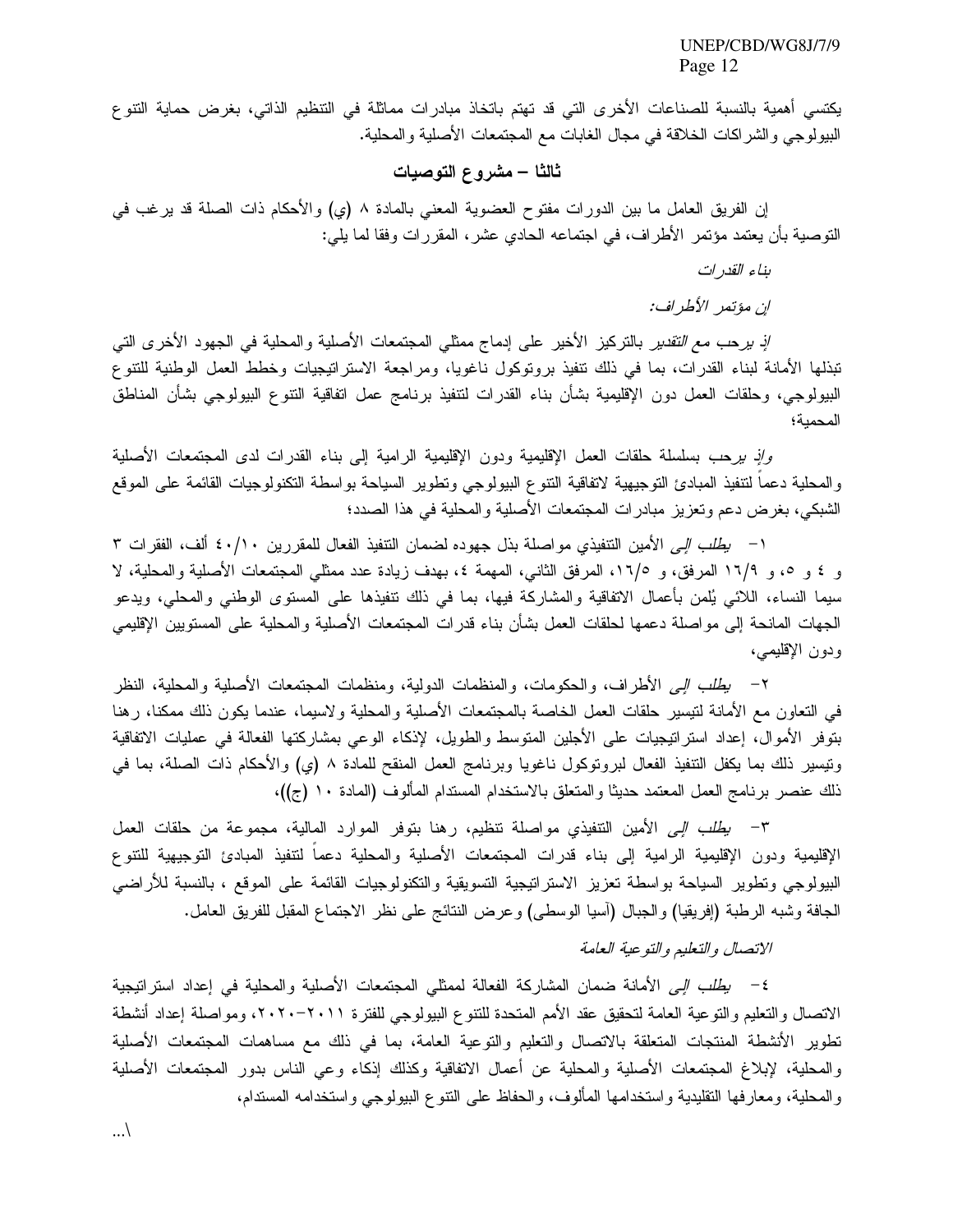يكتسي أهمية بالنسبة للصناعات الأخرى التي قد تهتم باتخاذ مبادرات مماثلة في التنظيم الذاتي، بغرض حماية التنوع البيولوجي والشراكات الخلاقة في مجال الغابات مع المجتمعات الأصلية والمحلية.

## ثالثا – مشروع التوصيات

إن الفريق العامل ما بين الدورات مفتوح العضوية المعني بالمادة ٨ (ي) والأحكام ذات الصلة قد يرغب في التوصية بأن يعتمد مؤتمر الأطراف، في اجتماعه الحادي عشر، المقررات وفقا لما يلي:

*بناء القدرات*

*إن مؤتمر الأطراف:*

*إذ يرحب مع التقدير* بالتركيز الأخير على إدماج ممثلي المجتمعات الأصلية والمحلية في الجهود الأخرى التي تبذلها الأمانة لبناء القدرات، بما في ذلك تنفيذ بروتوكول ناغويا، ومراجعة الاستراتيجيات وخطط العمل الوطنية للتنوع البيولوجي، وحلقات العمل دون الإقليمية بشأن بناء القدرات لتنفيذ برنامج عمل اتفاقية التنوع البيولوجي بشأن المناطق المحمية؛

*وإذ يرحب* بسلسلة حلقات العمل الإقليمية ودون الإقليمية الرامية إلى بناء القدرات لدى المجتمعات الأصلية والمحلية دعماً لتنفيذ المبادئ التوجيهية لاتفاقية التنوع البيولوجي وتطوير السياحة بواسطة التكنولوجيات القائمة على الموقع الشبكي، بغرض دعم وتعزيز مبادرات المجتمعات الأصلية والمحلية في هذا الصدد؛

١- *يطلب إلى* الأمين التنفيذي مواصلة بذل جهوده لضمان التنفيذ الفعال للمقررين ٤٠/١٠ ألف، الفقرات ٣ و ٤ و ٥، و ١٦/٩ المرفق، و ١٦/٥، المرفق الثاني، المهمة ٤، بهدف زيادة عدد ممثلي المجتمعات الأصلية والمحلية، لا سيما النساء، اللائي يُلمن بأعمال الاتفاقية والمشاركة فيها، بما في ذلك تنفيذها على المستوى الوطني والمحلي، ويدعو الجهات المانحة إلى مواصلة دعمها لحلقات العمل بشأن بناء قدرات المجتمعات الأصلية والمحلية على المستويين الإقليمي ودون الإقليمي،

٢- *يطلب إلى* الأطراف، والحكومات، والمنظمات الدولية، ومنظمات المجتمعات الأصلية والمحلية، النظر في التعاون مع الأمانة لتيسير حلقات العمل الخاصة بالمجتمعات الأصلية والمحلية ولاسيما، عندما يكون ذلك ممكنا، رهنا بتوفر الأموال، إعداد استراتيجيات على الأجلين المتوسط والطويل، لإذكاء الوعي بمشاركتها الفعالة في عمليات الاتفاقية وتيسير ذلك بما يكفل التنفيذ الفعال لبروتوكول ناغويا وبرنامج العمل المنقح للمادة ٨ (ي) والأحكام ذات الصلة، بما في ذلك عنصر برنامج العمل المعتمد حديثا والمتعلق بالاستخدام المستدام المألوف (المادة ١٠ (ج))،

٣- *يطلب إلى* الأمين التنفيذي مواصلة تنظيم، رهنا بتوفر الموارد المالية، مجموعة من حلقات العمل الإقليمية ودون الإقليمية الرامية إلى بناء قدرات المجتمعات الأصلية والمحلية دعماً لتنفيذ المبادئ التوجيهية للتنوع البيولوجي وتطوير السياحة بواسطة تعزيز الاستراتيجية التسويقية والتكنولوجيات القائمة على الموقع ، بالنسبة للأراضي الجافة وشبه الرطبة (إفريقيا) والجبال (آسيا الوسطى) وعرض النتائج على نظر الاجتماع المقبل للفريق العامل.

*الاتصال والتعليم والتوعية العامة*

٤- *يطلب إلى* الأمانة ضمان المشاركة الفعالة لممثلي المجتمعات الأصلية والمحلية في إعداد استراتيجية الاتصال والتعليم والتوعية العامة لتحقيق عقد الأمم المتحدة للتنوع البيولوجي للفترة ٢٠١١-٢٠٢٠، ومواصلة إعداد أنشطة تطوير الأنشطة المنتجات المتعلقة بالاتصال والتعليم والتوعية العامة، بما في ذلك مع مساهمات المجتمعات الأصلية والمحلية، لإبلاغ المجتمعات الأصلية والمحلية عن أعمال الاتفاقية وكذلك إذكاء وعي الناس بدور المجتمعات الأصلية والمحلية، ومعارفها التقليدية واستخدامها المألوف، والحفاظ على التنوع البيولوجي واستخدامه المستدام،

/...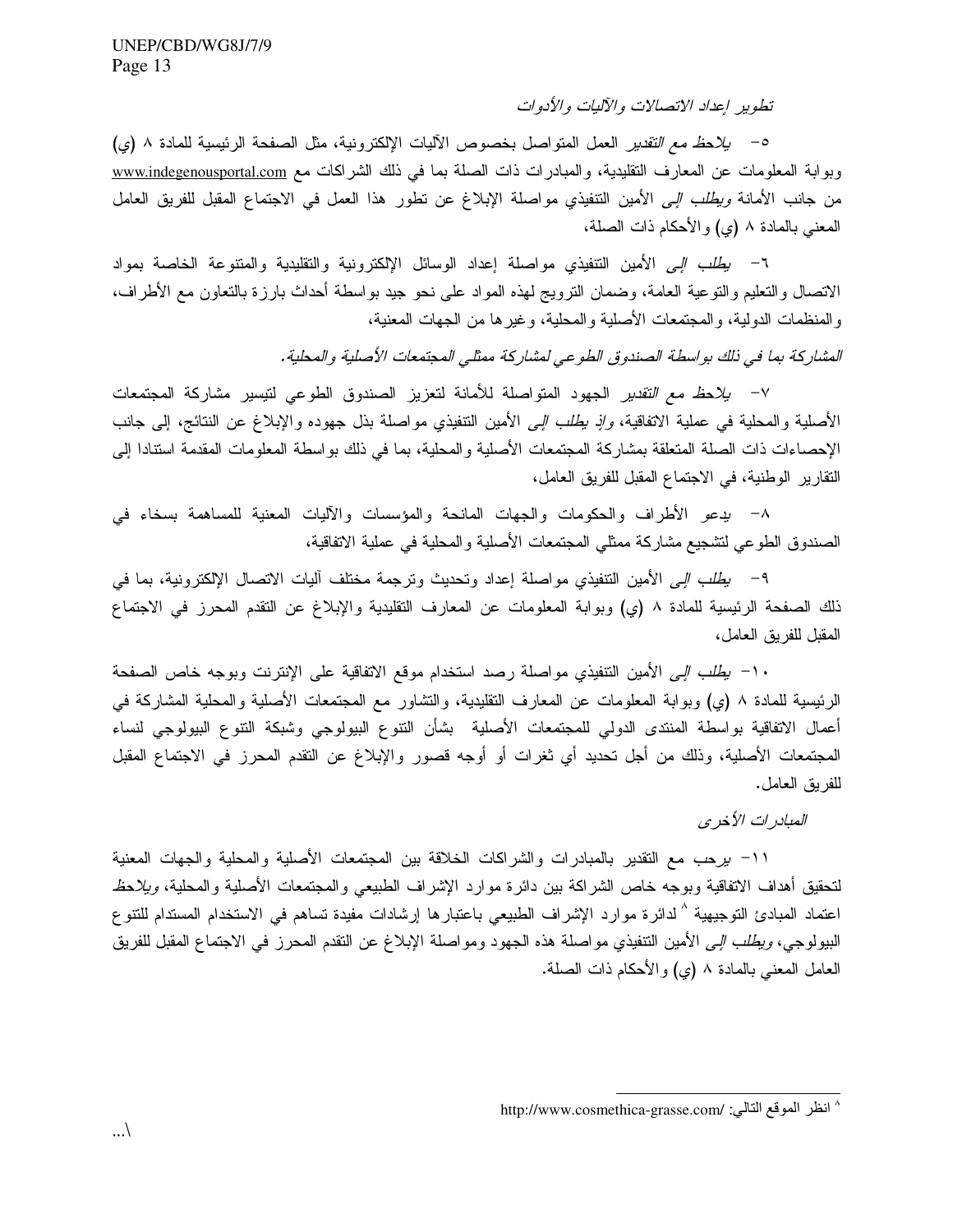*تطوير إعداد الاتصالات والآليات والأدوات*

٥- *يلاحظ مع التقدير* العمل المتواصل بخصوص الآليات الإلكترونية، مثل الصفحة الرئيسية للمادة ٨ (ي) وبوابة المعلومات عن المعارف التقليدية، والمبادرات ذات الصلة بما في ذلك الشراكات مع www.indegenousportal.com من جانب الأمانة *ويطلب إلى* الأمين التنفيذي مواصلة الإبلاغ عن تطور هذا العمل في الاجتماع المقبل للفريق العامل المعني بالمادة ٨ (ي) والأحكام ذات الصلة،

٦- *يطلب إلى* الأمين التنفيذي مواصلة إعداد الوسائل الإلكترونية والتقليدية والمتنوعة الخاصة بمواد الاتصال والتعليم والتوعية العامة، وضمان الترويج لهذه المواد على نحو جيد بواسطة أحداث بارزة بالتعاون مع الأطراف، والمنظمات الدولية، والمجتمعات الأصلية والمحلية، وغيرها من الجهات المعنية،

*المشاركة بما في ذلك بواسطة الصندوق الطوعي لمشاركة ممثلي المجتمعات الأصلية والمحلية.*

٧- *يلاحظ مع التقدير* الجهود المتواصلة للأمانة لتعزيز الصندوق الطوعي لتيسير مشاركة المجتمعات الأصلية والمحلية في عملية الاتفاقية، *وإذ يطلب إلى* الأمين التنفيذي مواصلة بذل جهوده والإبلاغ عن النتائج، إلى جانب الإحصاءات ذات الصلة المتعلقة بمشاركة المجتمعات الأصلية والمحلية، بما في ذلك بواسطة المعلومات المقدمة استنادا إلى التقارير الوطنية، في الاجتماع المقبل للفريق العامل،

٨- يدعو الأطراف والحكومات والجهات المانحة والمؤسسات والآليات المعنية للمساهمة بسخاء في الصندوق الطوعي لتشجيع مشاركة ممثلي المجتمعات الأصلية والمحلية في عملية الاتفاقية،

٩- *يطلب إلى* الأمين التنفيذي مواصلة إعداد وتحديث وترجمة مختلف آليات الاتصال الإلكترونية، بما في ذلك الصفحة الرئيسية للمادة ٨ (ي) وبوابة المعلومات عن المعارف التقليدية والإبلاغ عن التقدم المحرز في الاجتماع المقبل للفريق العامل،

١٠- *يطلب إلى* الأمين التنفيذي مواصلة رصد استخدام موقع الاتفاقية على الإنترنت وبوجه خاص الصفحة الرئيسية للمادة ٨ (ي) وبوابة المعلومات عن المعارف التقليدية، والتشاور مع المجتمعات الأصلية والمحلية المشاركة في أعمال الاتفاقية بواسطة المنتدى الدولي للمجتمعات الأصلية بشأن التنوع البيولوجي وشبكة التنوع البيولوجي لنساء المجتمعات الأصلية، وذلك من أجل تحديد أي ثغرات أو أوجه قصور والإبلاغ عن التقدم المحرز في الاجتماع المقبل للفريق العامل.

*المبادرات الأخرى*

١١- *يرحب* مع التقدير بالمبادرات والشراكات الخلاقة بين المجتمعات الأصلية والمحلية والجهات المعنية لتحقيق أهداف الاتفاقية وبوجه خاص الشراكة بين دائرة موارد الإشراف الطبيعي والمجتمعات الأصلية والمحلية، *ويلاحظ* اعتماد المبادئ التوجيهية [٨] لدائرة موارد الإشراف الطبيعي باعتبارها إرشادات مفيدة تساهم في الاستخدام المستدام للتنوع البيولوجي، *ويطلب إلى* الأمين التنفيذي مواصلة هذه الجهود ومواصلة الإبلاغ عن التقدم المحرز في الاجتماع المقبل للفريق العامل المعني بالمادة ٨ (ي) والأحكام ذات الصلة.

---

[٨] انظر الموقع التالي: /http://www.cosmethica-grasse.com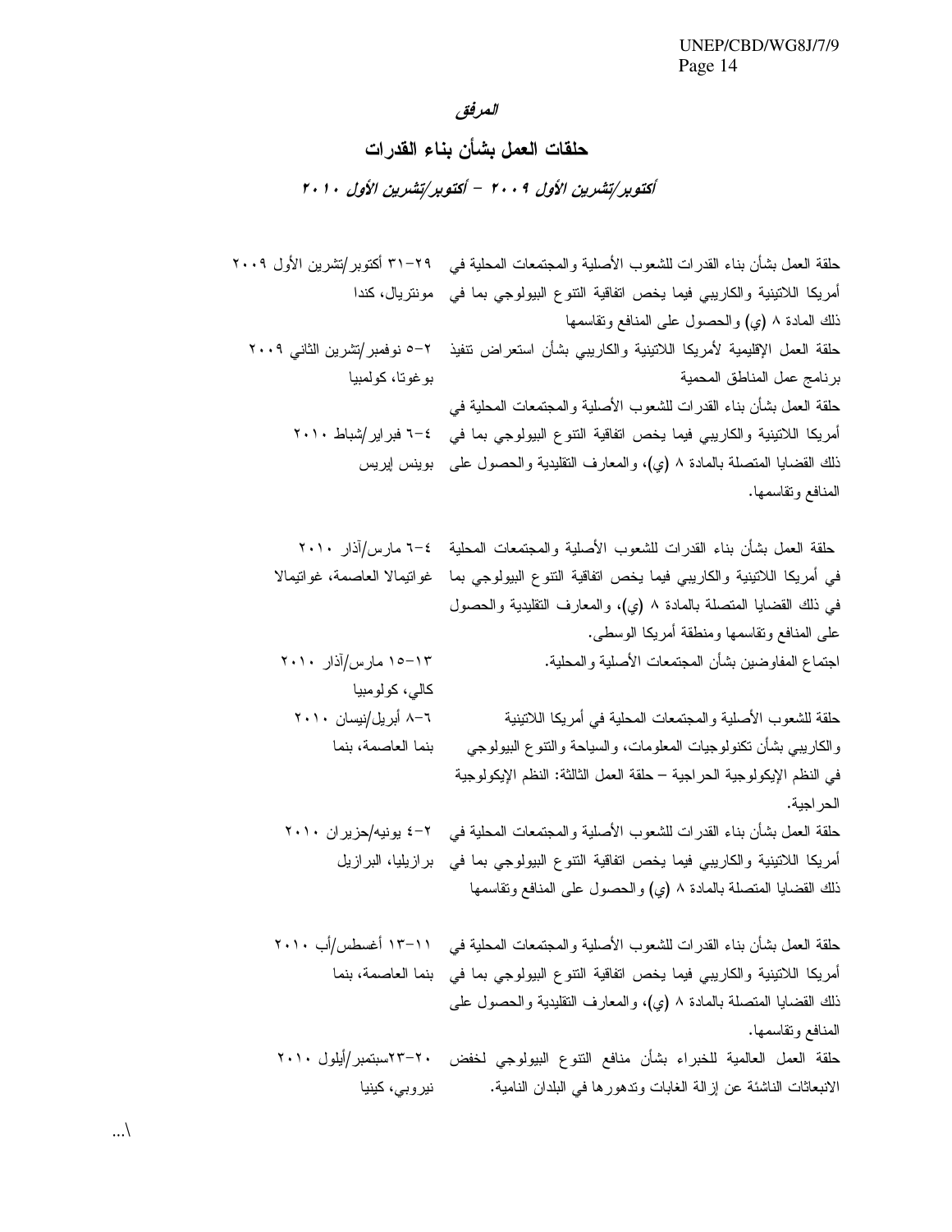*المرفق*

## حلقات العمل بشأن بناء القدرات

*أكتوبر/تشرين الأول ٢٠٠٩ – أكتوبر/تشرين الأول ٢٠١٠*

| | |
|---|---|
| حلقة العمل بشأن بناء القدرات للشعوب الأصلية والمجتمعات المحلية في أمريكا اللاتينية والكاريبي فيما يخص اتفاقية التنوع البيولوجي بما في ذلك المادة ٨ (ي) والحصول على المنافع وتقاسمها | ٢٩–٣١ أكتوبر/تشرين الأول ٢٠٠٩ مونتريال، كندا |
| حلقة العمل الإقليمية لأمريكا اللاتينية والكاريبي بشأن استعراض تنفيذ برنامج عمل المناطق المحمية | ٢–٥ نوفمبر/تشرين الثاني ٢٠٠٩ بوغوتا، كولمبيا |
| حلقة العمل بشأن بناء القدرات للشعوب الأصلية والمجتمعات المحلية في أمريكا اللاتينية والكاريبي فيما يخص اتفاقية التنوع البيولوجي بما في ذلك القضايا المتصلة بالمادة ٨ (ي)، والمعارف التقليدية والحصول على المنافع وتقاسمها. | ٤–٦ فبراير/شباط ٢٠١٠ بوينس إيريس |
| حلقة العمل بشأن بناء القدرات للشعوب الأصلية والمجتمعات المحلية في أمريكا اللاتينية والكاريبي فيما يخص اتفاقية التنوع البيولوجي بما في ذلك القضايا المتصلة بالمادة ٨ (ي)، والمعارف التقليدية والحصول على المنافع وتقاسمها ومنطقة أمريكا الوسطى. | ٤–٦ مارس/آذار ٢٠١٠ غواتيمالا العاصمة، غواتيمالا |
| اجتماع المفاوضين بشأن المجتمعات الأصلية والمحلية. | ١٣–١٥ مارس/آذار ٢٠١٠ كالي، كولومبيا |
| حلقة للشعوب الأصلية والمجتمعات المحلية في أمريكا اللاتينية والكاريبي بشأن تكنولوجيات المعلومات، والسياحة والتنوع البيولوجي في النظم الإيكولوجية الحراجية – حلقة العمل الثالثة: النظم الإيكولوجية الحراجية. | ٦–٨ أبريل/نيسان ٢٠١٠ بنما العاصمة، بنما |
| حلقة العمل بشأن بناء القدرات للشعوب الأصلية والمجتمعات المحلية في أمريكا اللاتينية والكاريبي فيما يخص اتفاقية التنوع البيولوجي بما في ذلك القضايا المتصلة بالمادة ٨ (ي) والحصول على المنافع وتقاسمها | ٢–٤ يونيه/حزيران ٢٠١٠ برازيليا، البرازيل |
| حلقة العمل بشأن بناء القدرات للشعوب الأصلية والمجتمعات المحلية في أمريكا اللاتينية والكاريبي فيما يخص اتفاقية التنوع البيولوجي بما في ذلك القضايا المتصلة بالمادة ٨ (ي)، والمعارف التقليدية والحصول على المنافع وتقاسمها. | ١١–١٣ أغسطس/أب ٢٠١٠ بنما العاصمة، بنما |
| حلقة العمل العالمية للخبراء بشأن منافع التنوع البيولوجي لخفض الانبعاثات الناشئة عن إزالة الغابات وتدهورها في البلدان النامية. | ٢٠–٢٣سبتمبر/أيلول ٢٠١٠ نيروبي، كينيا |

/...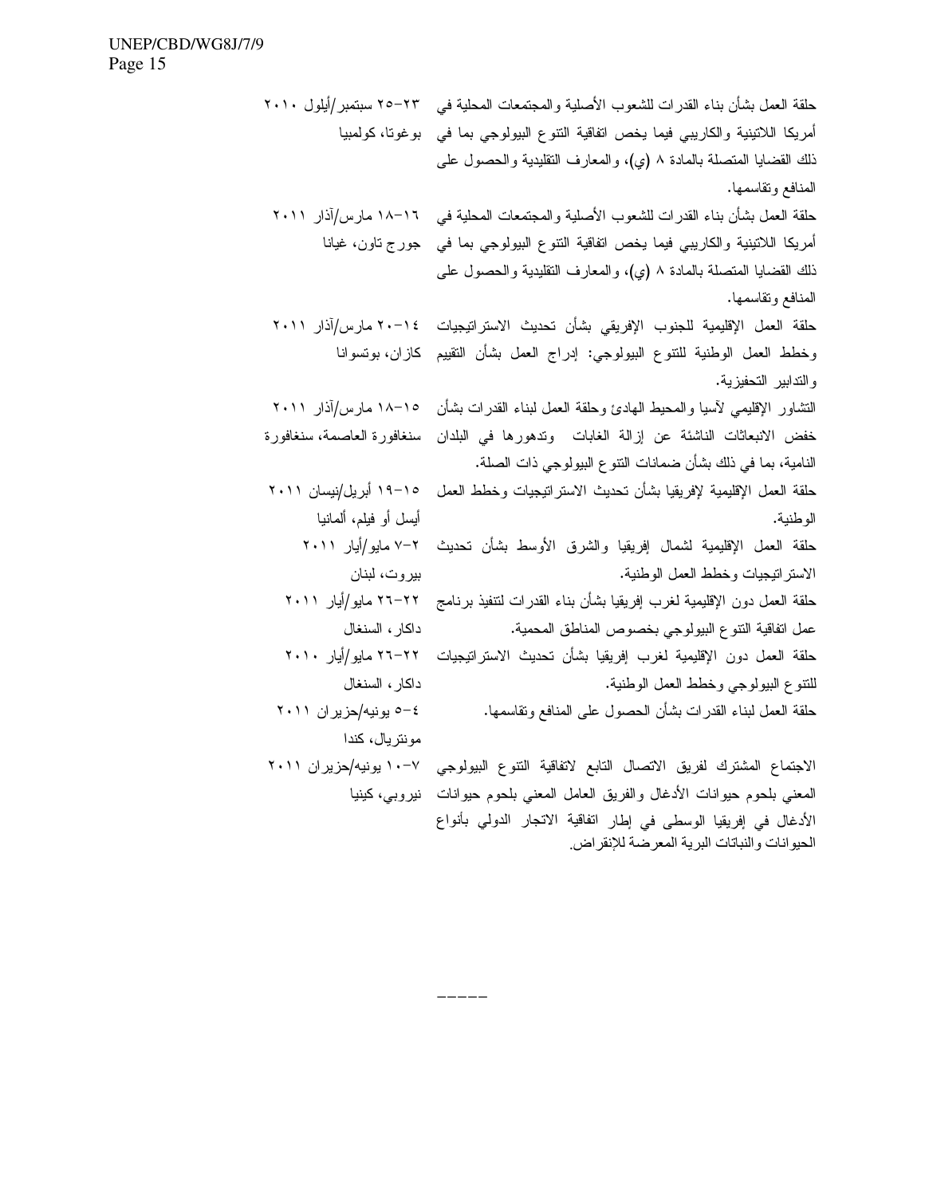| | |
|---|---|
| حلقة العمل بشأن بناء القدرات للشعوب الأصلية والمجتمعات المحلية في أمريكا اللاتينية والكاريبي فيما يخص اتفاقية التنوع البيولوجي بما في ذلك القضايا المتصلة بالمادة ٨ (ي)، والمعارف التقليدية والحصول على المنافع وتقاسمها. | ٢٣-٢٥ سبتمبر/أيلول ٢٠١٠ بوغوتا، كولمبيا |
| حلقة العمل بشأن بناء القدرات للشعوب الأصلية والمجتمعات المحلية في أمريكا اللاتينية والكاريبي فيما يخص اتفاقية التنوع البيولوجي بما في ذلك القضايا المتصلة بالمادة ٨ (ي)، والمعارف التقليدية والحصول على المنافع وتقاسمها. | ١٦-١٨ مارس/آذار ٢٠١١ جورج تاون، غيانا |
| حلقة العمل الإقليمية للجنوب الإفريقي بشأن تحديث الاستراتيجيات وخطط العمل الوطنية للتنوع البيولوجي: إدراج العمل بشأن التقييم والتدابير التحفيزية. | ١٤-٢٠ مارس/آذار ٢٠١١ كازان، بوتسوانا |
| التشاور الإقليمي لآسيا والمحيط الهادئ وحلقة العمل لبناء القدرات بشأن خفض الانبعاثات الناشئة عن إزالة الغابات وتدهورها في البلدان النامية، بما في ذلك بشأن ضمانات التنوع البيولوجي ذات الصلة. | ١٥-١٨ مارس/آذار ٢٠١١ سنغافورة العاصمة، سنغافورة |
| حلقة العمل الإقليمية لإفريقيا بشأن تحديث الاستراتيجيات وخطط العمل الوطنية. | ١٥-١٩ أبريل/نيسان ٢٠١١ أيسل أو فيلم، ألمانيا |
| حلقة العمل الإقليمية لشمال إفريقيا والشرق الأوسط بشأن تحديث الاستراتيجيات وخطط العمل الوطنية. | ٢-٧ مايو/أيار ٢٠١١ بيروت، لبنان |
| حلقة العمل دون الإقليمية لغرب إفريقيا بشأن بناء القدرات لتنفيذ برنامج عمل اتفاقية التنوع البيولوجي بخصوص المناطق المحمية. | ٢٢-٢٦ مايو/أيار ٢٠١١ داكار، السنغال |
| حلقة العمل دون الإقليمية لغرب إفريقيا بشأن تحديث الاستراتيجيات للتنوع البيولوجي وخطط العمل الوطنية. | ٢٢-٢٦ مايو/أيار ٢٠١٠ داكار، السنغال |
| حلقة العمل لبناء القدرات بشأن الحصول على المنافع وتقاسمها. | ٤-٥ يونيه/حزيران ٢٠١١ مونتريال، كندا |
| الاجتماع المشترك لفريق الاتصال التابع لاتفاقية التنوع البيولوجي المعني بلحوم حيوانات الأدغال والفريق العامل المعني بلحوم حيوانات الأدغال في إفريقيا الوسطى في إطار اتفاقية الاتجار الدولي بأنواع الحيوانات والنباتات البرية المعرضة للإنقراض. | ٧-١٠ يونيه/حزيران ٢٠١١ نيروبي، كينيا |

-----